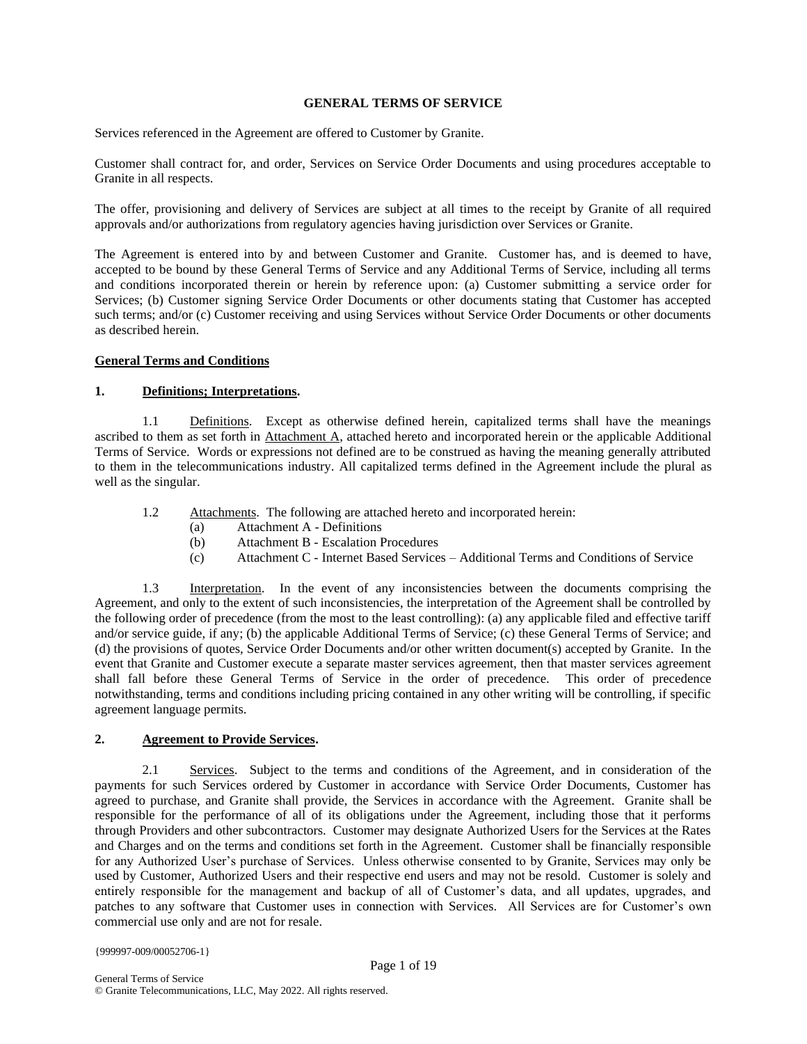# GENERAL TERMS OF SERVICE

Services referenced in the Agreement are offered to Customer by Granite.

Customer shall contract for, and order, Services on Service Order Documents and using procedures acceptable to Granite in all respects.

The offer, provisioning and delivery of Services are subject at all times to the receipt by Granite of all required approvals and/or authorizations from regulatory agencies having jurisdiction over Services or Granite.

The Agreement is entered into by and between Customer and Granite. Customer has, and is deemed to have, accepted to be bound by these General Terms of Service and any Additional Terms of Service, including all terms and conditions incorporated therein or herein by reference upon: (a) Customer submitting a service order for Services; (b) Customer signing Service Order Documents or other documents stating that Customer has accepted such terms; and/or (c) Customer receiving and using Services without Service Order Documents or other documents as described herein.

## General Terms and Conditions

### 1. Definitions; Interpretations.

1.1 Definitions. Except as otherwise defined herein, capitalized terms shall have the meanings ascribed to them as set forth in Attachment A, attached hereto and incorporated herein or the applicable Additional Terms of Service. Words or expressions not defined are to be construed as having the meaning generally attributed to them in the telecommunications industry. All capitalized terms defined in the Agreement include the plural as well as the singular.

1.2 Attachments. The following are attached hereto and incorporated herein:

- (a) Attachment A - Definitions
- (b) Attachment B - Escalation Procedures
- (c) Attachment C - Internet Based Services – Additional Terms and Conditions of Service

1.3 Interpretation. In the event of any inconsistencies between the documents comprising the Agreement, and only to the extent of such inconsistencies, the interpretation of the Agreement shall be controlled by the following order of precedence (from the most to the least controlling): (a) any applicable filed and effective tariff and/or service guide, if any; (b) the applicable Additional Terms of Service; (c) these General Terms of Service; and (d) the provisions of quotes, Service Order Documents and/or other written document(s) accepted by Granite. In the event that Granite and Customer execute a separate master services agreement, then that master services agreement shall fall before these General Terms of Service in the order of precedence. This order of precedence notwithstanding, terms and conditions including pricing contained in any other writing will be controlling, if specific agreement language permits.

### 2. Agreement to Provide Services.

2.1 Services. Subject to the terms and conditions of the Agreement, and in consideration of the payments for such Services ordered by Customer in accordance with Service Order Documents, Customer has agreed to purchase, and Granite shall provide, the Services in accordance with the Agreement. Granite shall be responsible for the performance of all of its obligations under the Agreement, including those that it performs through Providers and other subcontractors. Customer may designate Authorized Users for the Services at the Rates and Charges and on the terms and conditions set forth in the Agreement. Customer shall be financially responsible for any Authorized User's purchase of Services. Unless otherwise consented to by Granite, Services may only be used by Customer, Authorized Users and their respective end users and may not be resold. Customer is solely and entirely responsible for the management and backup of all of Customer's data, and all updates, upgrades, and patches to any software that Customer uses in connection with Services. All Services are for Customer's own commercial use only and are not for resale.

{999997-009/00052706-1}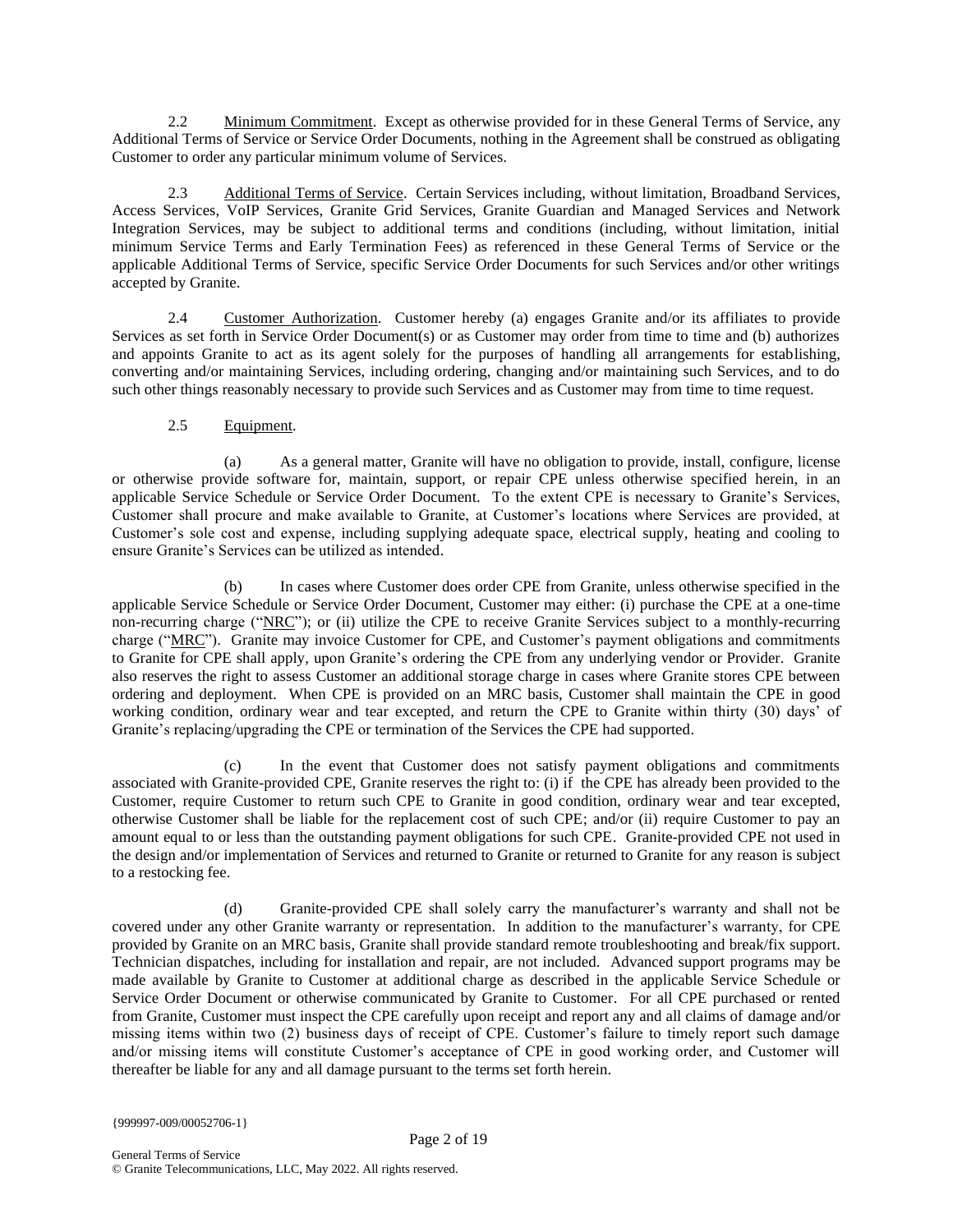2.2 Minimum Commitment. Except as otherwise provided for in these General Terms of Service, any Additional Terms of Service or Service Order Documents, nothing in the Agreement shall be construed as obligating Customer to order any particular minimum volume of Services.

2.3 Additional Terms of Service. Certain Services including, without limitation, Broadband Services, Access Services, VoIP Services, Granite Grid Services, Granite Guardian and Managed Services and Network Integration Services, may be subject to additional terms and conditions (including, without limitation, initial minimum Service Terms and Early Termination Fees) as referenced in these General Terms of Service or the applicable Additional Terms of Service, specific Service Order Documents for such Services and/or other writings accepted by Granite.

2.4 Customer Authorization. Customer hereby (a) engages Granite and/or its affiliates to provide Services as set forth in Service Order Document(s) or as Customer may order from time to time and (b) authorizes and appoints Granite to act as its agent solely for the purposes of handling all arrangements for establishing, converting and/or maintaining Services, including ordering, changing and/or maintaining such Services, and to do such other things reasonably necessary to provide such Services and as Customer may from time to time request.

2.5 Equipment.

(a) As a general matter, Granite will have no obligation to provide, install, configure, license or otherwise provide software for, maintain, support, or repair CPE unless otherwise specified herein, in an applicable Service Schedule or Service Order Document. To the extent CPE is necessary to Granite's Services, Customer shall procure and make available to Granite, at Customer's locations where Services are provided, at Customer's sole cost and expense, including supplying adequate space, electrical supply, heating and cooling to ensure Granite's Services can be utilized as intended.

(b) In cases where Customer does order CPE from Granite, unless otherwise specified in the applicable Service Schedule or Service Order Document, Customer may either: (i) purchase the CPE at a one-time non-recurring charge ("NRC"); or (ii) utilize the CPE to receive Granite Services subject to a monthly-recurring charge ("MRC"). Granite may invoice Customer for CPE, and Customer's payment obligations and commitments to Granite for CPE shall apply, upon Granite's ordering the CPE from any underlying vendor or Provider. Granite also reserves the right to assess Customer an additional storage charge in cases where Granite stores CPE between ordering and deployment. When CPE is provided on an MRC basis, Customer shall maintain the CPE in good working condition, ordinary wear and tear excepted, and return the CPE to Granite within thirty (30) days' of Granite's replacing/upgrading the CPE or termination of the Services the CPE had supported.

(c) In the event that Customer does not satisfy payment obligations and commitments associated with Granite-provided CPE, Granite reserves the right to: (i) if the CPE has already been provided to the Customer, require Customer to return such CPE to Granite in good condition, ordinary wear and tear excepted, otherwise Customer shall be liable for the replacement cost of such CPE; and/or (ii) require Customer to pay an amount equal to or less than the outstanding payment obligations for such CPE. Granite-provided CPE not used in the design and/or implementation of Services and returned to Granite or returned to Granite for any reason is subject to a restocking fee.

(d) Granite-provided CPE shall solely carry the manufacturer's warranty and shall not be covered under any other Granite warranty or representation. In addition to the manufacturer's warranty, for CPE provided by Granite on an MRC basis, Granite shall provide standard remote troubleshooting and break/fix support. Technician dispatches, including for installation and repair, are not included. Advanced support programs may be made available by Granite to Customer at additional charge as described in the applicable Service Schedule or Service Order Document or otherwise communicated by Granite to Customer. For all CPE purchased or rented from Granite, Customer must inspect the CPE carefully upon receipt and report any and all claims of damage and/or missing items within two (2) business days of receipt of CPE. Customer's failure to timely report such damage and/or missing items will constitute Customer's acceptance of CPE in good working order, and Customer will thereafter be liable for any and all damage pursuant to the terms set forth herein.

{999997-009/00052706-1}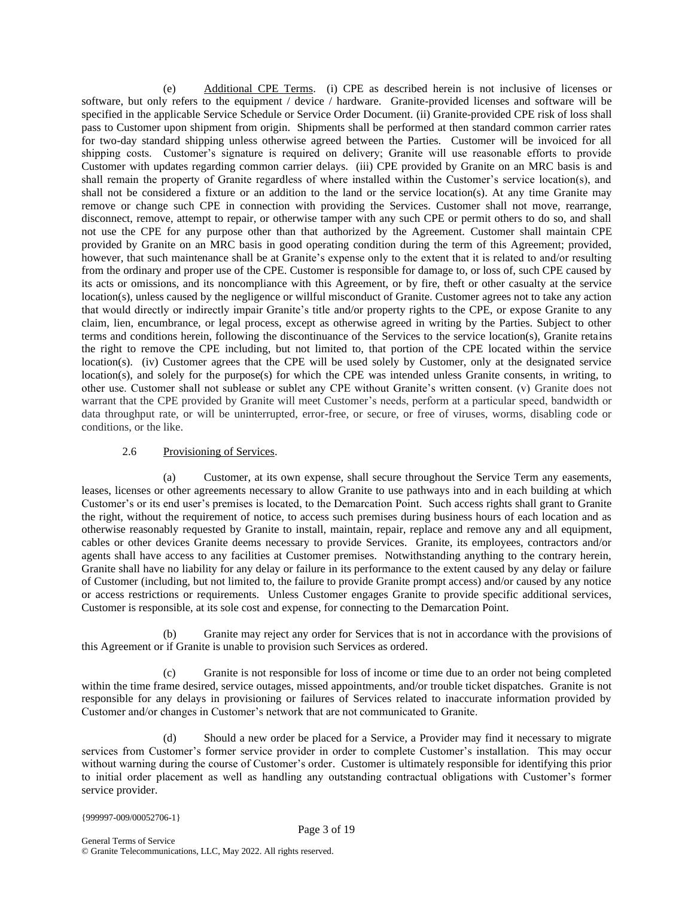(e) Additional CPE Terms. (i) CPE as described herein is not inclusive of licenses or software, but only refers to the equipment / device / hardware. Granite-provided licenses and software will be specified in the applicable Service Schedule or Service Order Document. (ii) Granite-provided CPE risk of loss shall pass to Customer upon shipment from origin. Shipments shall be performed at then standard common carrier rates for two-day standard shipping unless otherwise agreed between the Parties. Customer will be invoiced for all shipping costs. Customer's signature is required on delivery; Granite will use reasonable efforts to provide Customer with updates regarding common carrier delays. (iii) CPE provided by Granite on an MRC basis is and shall remain the property of Granite regardless of where installed within the Customer's service location(s), and shall not be considered a fixture or an addition to the land or the service location(s). At any time Granite may remove or change such CPE in connection with providing the Services. Customer shall not move, rearrange, disconnect, remove, attempt to repair, or otherwise tamper with any such CPE or permit others to do so, and shall not use the CPE for any purpose other than that authorized by the Agreement. Customer shall maintain CPE provided by Granite on an MRC basis in good operating condition during the term of this Agreement; provided, however, that such maintenance shall be at Granite's expense only to the extent that it is related to and/or resulting from the ordinary and proper use of the CPE. Customer is responsible for damage to, or loss of, such CPE caused by its acts or omissions, and its noncompliance with this Agreement, or by fire, theft or other casualty at the service location(s), unless caused by the negligence or willful misconduct of Granite. Customer agrees not to take any action that would directly or indirectly impair Granite's title and/or property rights to the CPE, or expose Granite to any claim, lien, encumbrance, or legal process, except as otherwise agreed in writing by the Parties. Subject to other terms and conditions herein, following the discontinuance of the Services to the service location(s), Granite retains the right to remove the CPE including, but not limited to, that portion of the CPE located within the service location(s). (iv) Customer agrees that the CPE will be used solely by Customer, only at the designated service location(s), and solely for the purpose(s) for which the CPE was intended unless Granite consents, in writing, to other use. Customer shall not sublease or sublet any CPE without Granite's written consent. (v) Granite does not warrant that the CPE provided by Granite will meet Customer's needs, perform at a particular speed, bandwidth or data throughput rate, or will be uninterrupted, error-free, or secure, or free of viruses, worms, disabling code or conditions, or the like.

2.6 Provisioning of Services.

(a) Customer, at its own expense, shall secure throughout the Service Term any easements, leases, licenses or other agreements necessary to allow Granite to use pathways into and in each building at which Customer's or its end user's premises is located, to the Demarcation Point. Such access rights shall grant to Granite the right, without the requirement of notice, to access such premises during business hours of each location and as otherwise reasonably requested by Granite to install, maintain, repair, replace and remove any and all equipment, cables or other devices Granite deems necessary to provide Services. Granite, its employees, contractors and/or agents shall have access to any facilities at Customer premises. Notwithstanding anything to the contrary herein, Granite shall have no liability for any delay or failure in its performance to the extent caused by any delay or failure of Customer (including, but not limited to, the failure to provide Granite prompt access) and/or caused by any notice or access restrictions or requirements. Unless Customer engages Granite to provide specific additional services, Customer is responsible, at its sole cost and expense, for connecting to the Demarcation Point.

(b) Granite may reject any order for Services that is not in accordance with the provisions of this Agreement or if Granite is unable to provision such Services as ordered.

(c) Granite is not responsible for loss of income or time due to an order not being completed within the time frame desired, service outages, missed appointments, and/or trouble ticket dispatches. Granite is not responsible for any delays in provisioning or failures of Services related to inaccurate information provided by Customer and/or changes in Customer's network that are not communicated to Granite.

(d) Should a new order be placed for a Service, a Provider may find it necessary to migrate services from Customer's former service provider in order to complete Customer's installation. This may occur without warning during the course of Customer's order. Customer is ultimately responsible for identifying this prior to initial order placement as well as handling any outstanding contractual obligations with Customer's former service provider.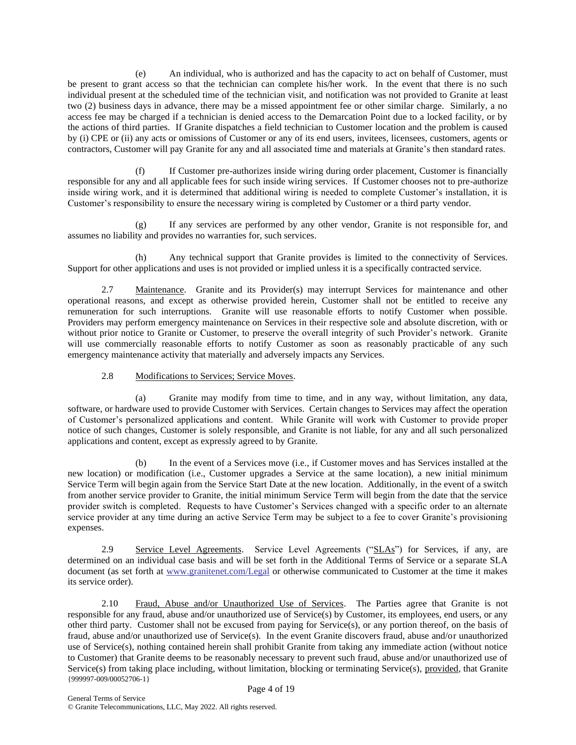(e) An individual, who is authorized and has the capacity to act on behalf of Customer, must be present to grant access so that the technician can complete his/her work. In the event that there is no such individual present at the scheduled time of the technician visit, and notification was not provided to Granite at least two (2) business days in advance, there may be a missed appointment fee or other similar charge. Similarly, a no access fee may be charged if a technician is denied access to the Demarcation Point due to a locked facility, or by the actions of third parties. If Granite dispatches a field technician to Customer location and the problem is caused by (i) CPE or (ii) any acts or omissions of Customer or any of its end users, invitees, licensees, customers, agents or contractors, Customer will pay Granite for any and all associated time and materials at Granite's then standard rates.

(f) If Customer pre-authorizes inside wiring during order placement, Customer is financially responsible for any and all applicable fees for such inside wiring services. If Customer chooses not to pre-authorize inside wiring work, and it is determined that additional wiring is needed to complete Customer's installation, it is Customer's responsibility to ensure the necessary wiring is completed by Customer or a third party vendor.

(g) If any services are performed by any other vendor, Granite is not responsible for, and assumes no liability and provides no warranties for, such services.

(h) Any technical support that Granite provides is limited to the connectivity of Services. Support for other applications and uses is not provided or implied unless it is a specifically contracted service.

2.7 Maintenance. Granite and its Provider(s) may interrupt Services for maintenance and other operational reasons, and except as otherwise provided herein, Customer shall not be entitled to receive any remuneration for such interruptions. Granite will use reasonable efforts to notify Customer when possible. Providers may perform emergency maintenance on Services in their respective sole and absolute discretion, with or without prior notice to Granite or Customer, to preserve the overall integrity of such Provider's network. Granite will use commercially reasonable efforts to notify Customer as soon as reasonably practicable of any such emergency maintenance activity that materially and adversely impacts any Services.

2.8 Modifications to Services; Service Moves.

(a) Granite may modify from time to time, and in any way, without limitation, any data, software, or hardware used to provide Customer with Services. Certain changes to Services may affect the operation of Customer's personalized applications and content. While Granite will work with Customer to provide proper notice of such changes, Customer is solely responsible, and Granite is not liable, for any and all such personalized applications and content, except as expressly agreed to by Granite.

(b) In the event of a Services move (i.e., if Customer moves and has Services installed at the new location) or modification (i.e., Customer upgrades a Service at the same location), a new initial minimum Service Term will begin again from the Service Start Date at the new location. Additionally, in the event of a switch from another service provider to Granite, the initial minimum Service Term will begin from the date that the service provider switch is completed. Requests to have Customer's Services changed with a specific order to an alternate service provider at any time during an active Service Term may be subject to a fee to cover Granite's provisioning expenses.

2.9 Service Level Agreements. Service Level Agreements ("SLAs") for Services, if any, are determined on an individual case basis and will be set forth in the Additional Terms of Service or a separate SLA document (as set forth at www.granitenet.com/Legal or otherwise communicated to Customer at the time it makes its service order).

2.10 Fraud, Abuse and/or Unauthorized Use of Services. The Parties agree that Granite is not responsible for any fraud, abuse and/or unauthorized use of Service(s) by Customer, its employees, end users, or any other third party. Customer shall not be excused from paying for Service(s), or any portion thereof, on the basis of fraud, abuse and/or unauthorized use of Service(s). In the event Granite discovers fraud, abuse and/or unauthorized use of Service(s), nothing contained herein shall prohibit Granite from taking any immediate action (without notice to Customer) that Granite deems to be reasonably necessary to prevent such fraud, abuse and/or unauthorized use of Service(s) from taking place including, without limitation, blocking or terminating Service(s), provided, that Granite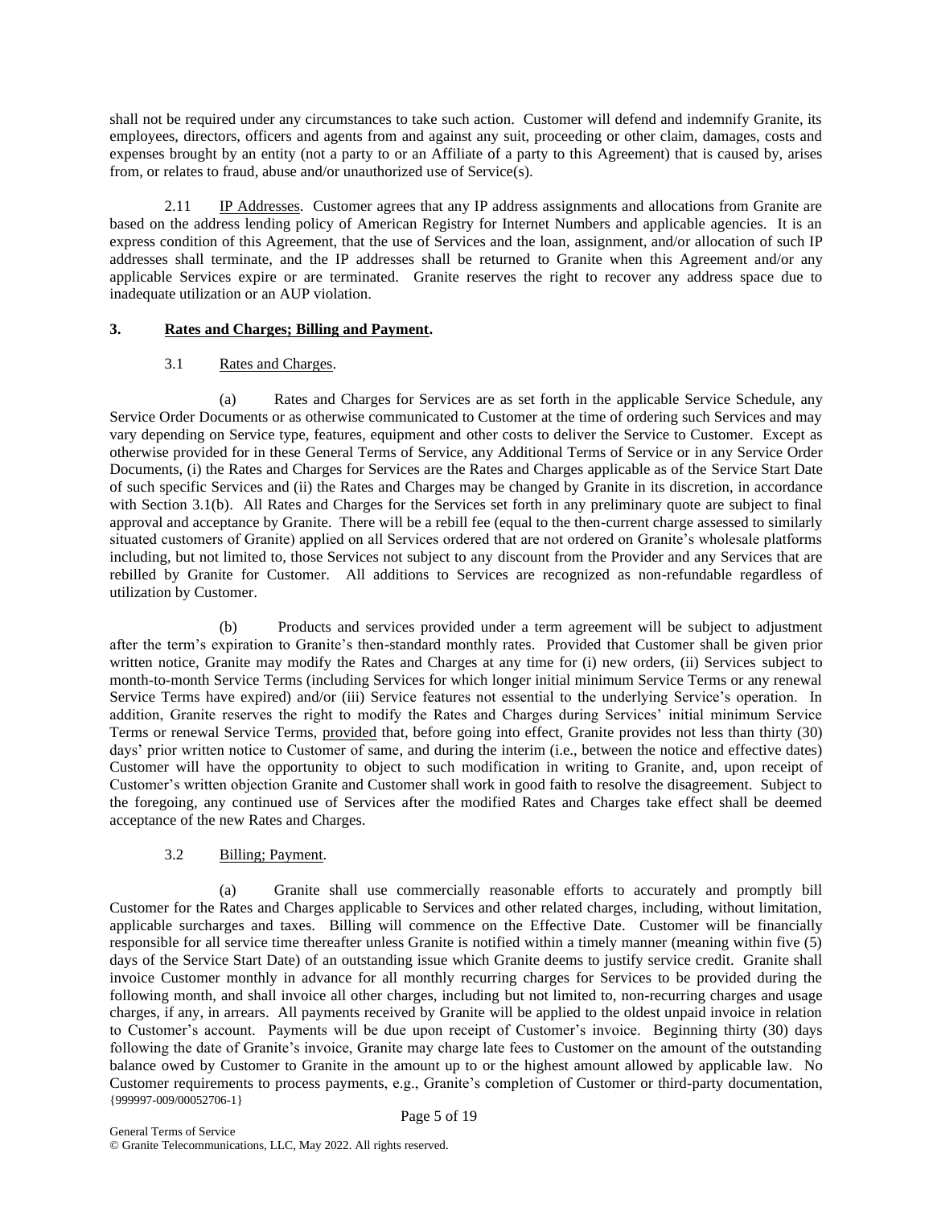shall not be required under any circumstances to take such action. Customer will defend and indemnify Granite, its employees, directors, officers and agents from and against any suit, proceeding or other claim, damages, costs and expenses brought by an entity (not a party to or an Affiliate of a party to this Agreement) that is caused by, arises from, or relates to fraud, abuse and/or unauthorized use of Service(s).

2.11 IP Addresses. Customer agrees that any IP address assignments and allocations from Granite are based on the address lending policy of American Registry for Internet Numbers and applicable agencies. It is an express condition of this Agreement, that the use of Services and the loan, assignment, and/or allocation of such IP addresses shall terminate, and the IP addresses shall be returned to Granite when this Agreement and/or any applicable Services expire or are terminated. Granite reserves the right to recover any address space due to inadequate utilization or an AUP violation.

## 3. Rates and Charges; Billing and Payment.

3.1 Rates and Charges.

(a) Rates and Charges for Services are as set forth in the applicable Service Schedule, any Service Order Documents or as otherwise communicated to Customer at the time of ordering such Services and may vary depending on Service type, features, equipment and other costs to deliver the Service to Customer. Except as otherwise provided for in these General Terms of Service, any Additional Terms of Service or in any Service Order Documents, (i) the Rates and Charges for Services are the Rates and Charges applicable as of the Service Start Date of such specific Services and (ii) the Rates and Charges may be changed by Granite in its discretion, in accordance with Section 3.1(b). All Rates and Charges for the Services set forth in any preliminary quote are subject to final approval and acceptance by Granite. There will be a rebill fee (equal to the then-current charge assessed to similarly situated customers of Granite) applied on all Services ordered that are not ordered on Granite's wholesale platforms including, but not limited to, those Services not subject to any discount from the Provider and any Services that are rebilled by Granite for Customer. All additions to Services are recognized as non-refundable regardless of utilization by Customer.

(b) Products and services provided under a term agreement will be subject to adjustment after the term's expiration to Granite's then-standard monthly rates. Provided that Customer shall be given prior written notice, Granite may modify the Rates and Charges at any time for (i) new orders, (ii) Services subject to month-to-month Service Terms (including Services for which longer initial minimum Service Terms or any renewal Service Terms have expired) and/or (iii) Service features not essential to the underlying Service's operation. In addition, Granite reserves the right to modify the Rates and Charges during Services' initial minimum Service Terms or renewal Service Terms, provided that, before going into effect, Granite provides not less than thirty (30) days' prior written notice to Customer of same, and during the interim (i.e., between the notice and effective dates) Customer will have the opportunity to object to such modification in writing to Granite, and, upon receipt of Customer's written objection Granite and Customer shall work in good faith to resolve the disagreement. Subject to the foregoing, any continued use of Services after the modified Rates and Charges take effect shall be deemed acceptance of the new Rates and Charges.

3.2 Billing; Payment.

(a) Granite shall use commercially reasonable efforts to accurately and promptly bill Customer for the Rates and Charges applicable to Services and other related charges, including, without limitation, applicable surcharges and taxes. Billing will commence on the Effective Date. Customer will be financially responsible for all service time thereafter unless Granite is notified within a timely manner (meaning within five (5) days of the Service Start Date) of an outstanding issue which Granite deems to justify service credit. Granite shall invoice Customer monthly in advance for all monthly recurring charges for Services to be provided during the following month, and shall invoice all other charges, including but not limited to, non-recurring charges and usage charges, if any, in arrears. All payments received by Granite will be applied to the oldest unpaid invoice in relation to Customer's account. Payments will be due upon receipt of Customer's invoice. Beginning thirty (30) days following the date of Granite's invoice, Granite may charge late fees to Customer on the amount of the outstanding balance owed by Customer to Granite in the amount up to or the highest amount allowed by applicable law. No Customer requirements to process payments, e.g., Granite's completion of Customer or third-party documentation,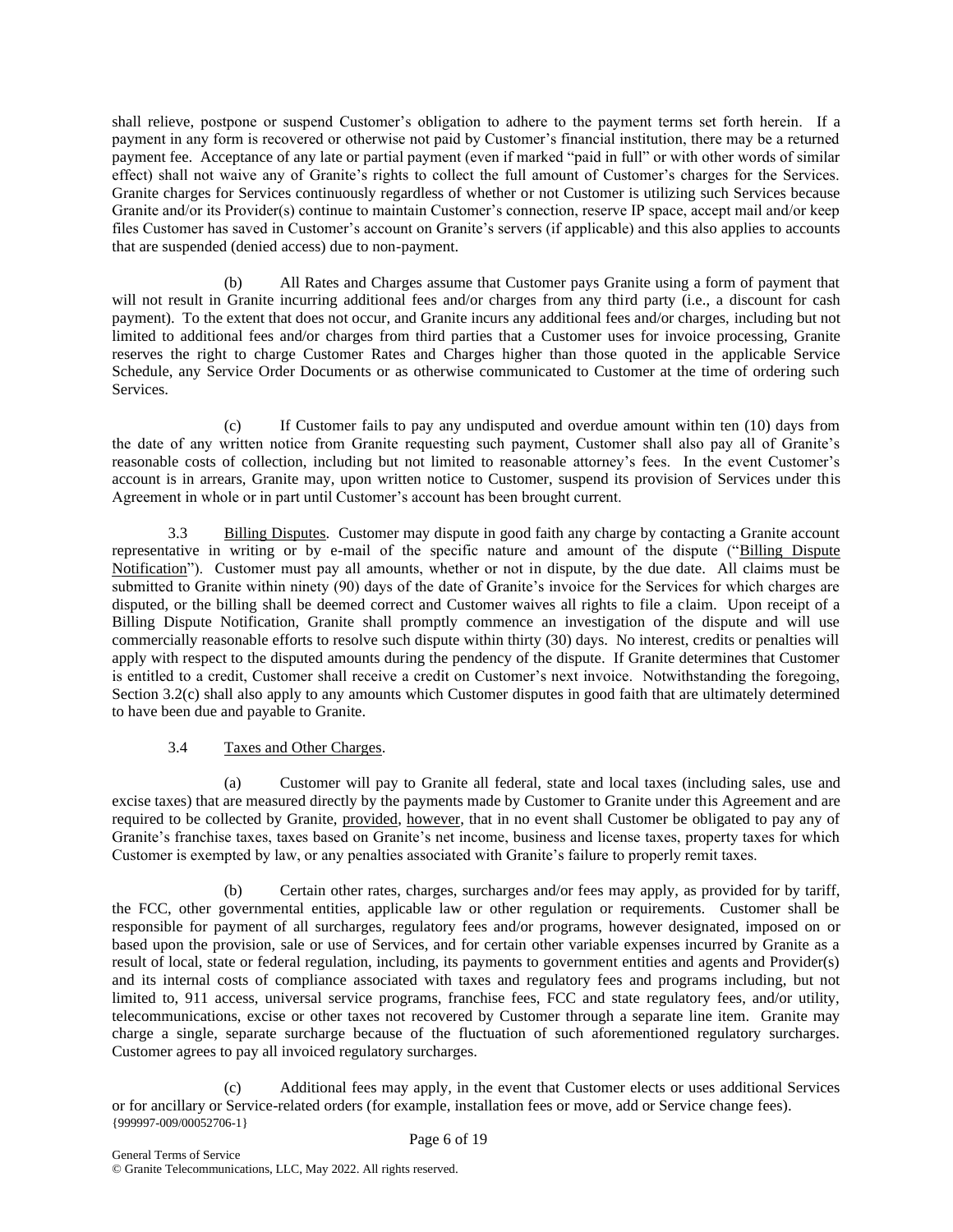shall relieve, postpone or suspend Customer's obligation to adhere to the payment terms set forth herein. If a payment in any form is recovered or otherwise not paid by Customer's financial institution, there may be a returned payment fee. Acceptance of any late or partial payment (even if marked "paid in full" or with other words of similar effect) shall not waive any of Granite's rights to collect the full amount of Customer's charges for the Services. Granite charges for Services continuously regardless of whether or not Customer is utilizing such Services because Granite and/or its Provider(s) continue to maintain Customer's connection, reserve IP space, accept mail and/or keep files Customer has saved in Customer's account on Granite's servers (if applicable) and this also applies to accounts that are suspended (denied access) due to non-payment.

(b) All Rates and Charges assume that Customer pays Granite using a form of payment that will not result in Granite incurring additional fees and/or charges from any third party (i.e., a discount for cash payment). To the extent that does not occur, and Granite incurs any additional fees and/or charges, including but not limited to additional fees and/or charges from third parties that a Customer uses for invoice processing, Granite reserves the right to charge Customer Rates and Charges higher than those quoted in the applicable Service Schedule, any Service Order Documents or as otherwise communicated to Customer at the time of ordering such Services.

(c) If Customer fails to pay any undisputed and overdue amount within ten (10) days from the date of any written notice from Granite requesting such payment, Customer shall also pay all of Granite's reasonable costs of collection, including but not limited to reasonable attorney's fees. In the event Customer's account is in arrears, Granite may, upon written notice to Customer, suspend its provision of Services under this Agreement in whole or in part until Customer's account has been brought current.

3.3 <u>Billing Disputes</u>. Customer may dispute in good faith any charge by contacting a Granite account representative in writing or by e-mail of the specific nature and amount of the dispute ("<u>Billing Dispute Notification</u>"). Customer must pay all amounts, whether or not in dispute, by the due date. All claims must be submitted to Granite within ninety (90) days of the date of Granite's invoice for the Services for which charges are disputed, or the billing shall be deemed correct and Customer waives all rights to file a claim. Upon receipt of a Billing Dispute Notification, Granite shall promptly commence an investigation of the dispute and will use commercially reasonable efforts to resolve such dispute within thirty (30) days. No interest, credits or penalties will apply with respect to the disputed amounts during the pendency of the dispute. If Granite determines that Customer is entitled to a credit, Customer shall receive a credit on Customer's next invoice. Notwithstanding the foregoing, Section 3.2(c) shall also apply to any amounts which Customer disputes in good faith that are ultimately determined to have been due and payable to Granite.

3.4 <u>Taxes and Other Charges</u>.

(a) Customer will pay to Granite all federal, state and local taxes (including sales, use and excise taxes) that are measured directly by the payments made by Customer to Granite under this Agreement and are required to be collected by Granite, <u>provided</u>, <u>however</u>, that in no event shall Customer be obligated to pay any of Granite's franchise taxes, taxes based on Granite's net income, business and license taxes, property taxes for which Customer is exempted by law, or any penalties associated with Granite's failure to properly remit taxes.

(b) Certain other rates, charges, surcharges and/or fees may apply, as provided for by tariff, the FCC, other governmental entities, applicable law or other regulation or requirements. Customer shall be responsible for payment of all surcharges, regulatory fees and/or programs, however designated, imposed on or based upon the provision, sale or use of Services, and for certain other variable expenses incurred by Granite as a result of local, state or federal regulation, including, its payments to government entities and agents and Provider(s) and its internal costs of compliance associated with taxes and regulatory fees and programs including, but not limited to, 911 access, universal service programs, franchise fees, FCC and state regulatory fees, and/or utility, telecommunications, excise or other taxes not recovered by Customer through a separate line item. Granite may charge a single, separate surcharge because of the fluctuation of such aforementioned regulatory surcharges. Customer agrees to pay all invoiced regulatory surcharges.

(c) Additional fees may apply, in the event that Customer elects or uses additional Services or for ancillary or Service-related orders (for example, installation fees or move, add or Service change fees).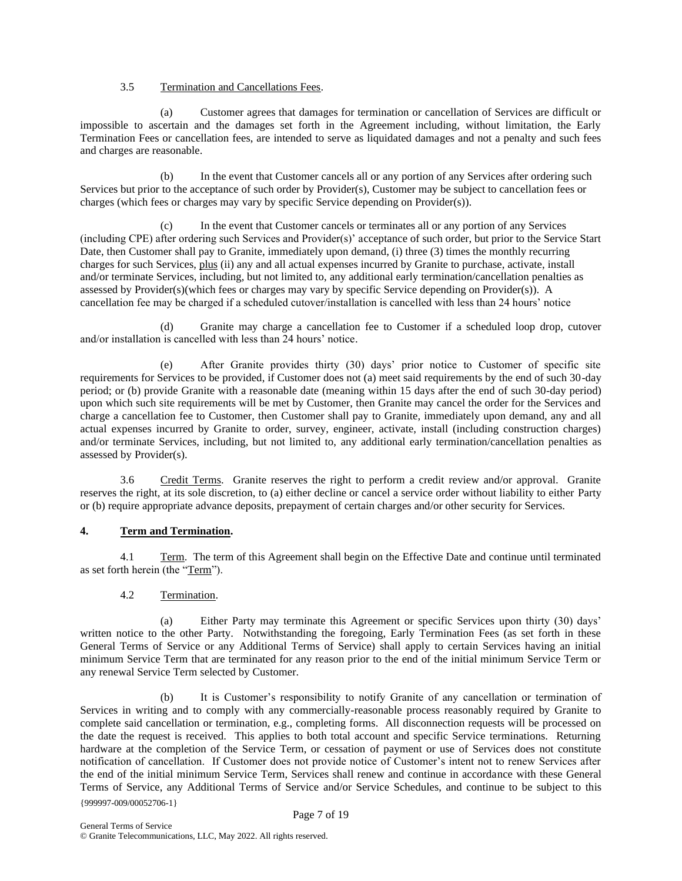3.5 Termination and Cancellations Fees.

(a) Customer agrees that damages for termination or cancellation of Services are difficult or impossible to ascertain and the damages set forth in the Agreement including, without limitation, the Early Termination Fees or cancellation fees, are intended to serve as liquidated damages and not a penalty and such fees and charges are reasonable.

(b) In the event that Customer cancels all or any portion of any Services after ordering such Services but prior to the acceptance of such order by Provider(s), Customer may be subject to cancellation fees or charges (which fees or charges may vary by specific Service depending on Provider(s)).

(c) In the event that Customer cancels or terminates all or any portion of any Services (including CPE) after ordering such Services and Provider(s)' acceptance of such order, but prior to the Service Start Date, then Customer shall pay to Granite, immediately upon demand, (i) three (3) times the monthly recurring charges for such Services, plus (ii) any and all actual expenses incurred by Granite to purchase, activate, install and/or terminate Services, including, but not limited to, any additional early termination/cancellation penalties as assessed by Provider(s)(which fees or charges may vary by specific Service depending on Provider(s)). A cancellation fee may be charged if a scheduled cutover/installation is cancelled with less than 24 hours' notice

(d) Granite may charge a cancellation fee to Customer if a scheduled loop drop, cutover and/or installation is cancelled with less than 24 hours' notice.

(e) After Granite provides thirty (30) days' prior notice to Customer of specific site requirements for Services to be provided, if Customer does not (a) meet said requirements by the end of such 30-day period; or (b) provide Granite with a reasonable date (meaning within 15 days after the end of such 30-day period) upon which such site requirements will be met by Customer, then Granite may cancel the order for the Services and charge a cancellation fee to Customer, then Customer shall pay to Granite, immediately upon demand, any and all actual expenses incurred by Granite to order, survey, engineer, activate, install (including construction charges) and/or terminate Services, including, but not limited to, any additional early termination/cancellation penalties as assessed by Provider(s).

3.6 Credit Terms. Granite reserves the right to perform a credit review and/or approval. Granite reserves the right, at its sole discretion, to (a) either decline or cancel a service order without liability to either Party or (b) require appropriate advance deposits, prepayment of certain charges and/or other security for Services.

## 4. Term and Termination.

4.1 Term. The term of this Agreement shall begin on the Effective Date and continue until terminated as set forth herein (the "Term").

4.2 Termination.

(a) Either Party may terminate this Agreement or specific Services upon thirty (30) days' written notice to the other Party. Notwithstanding the foregoing, Early Termination Fees (as set forth in these General Terms of Service or any Additional Terms of Service) shall apply to certain Services having an initial minimum Service Term that are terminated for any reason prior to the end of the initial minimum Service Term or any renewal Service Term selected by Customer.

(b) It is Customer's responsibility to notify Granite of any cancellation or termination of Services in writing and to comply with any commercially-reasonable process reasonably required by Granite to complete said cancellation or termination, e.g., completing forms. All disconnection requests will be processed on the date the request is received. This applies to both total account and specific Service terminations. Returning hardware at the completion of the Service Term, or cessation of payment or use of Services does not constitute notification of cancellation. If Customer does not provide notice of Customer's intent not to renew Services after the end of the initial minimum Service Term, Services shall renew and continue in accordance with these General Terms of Service, any Additional Terms of Service and/or Service Schedules, and continue to be subject to this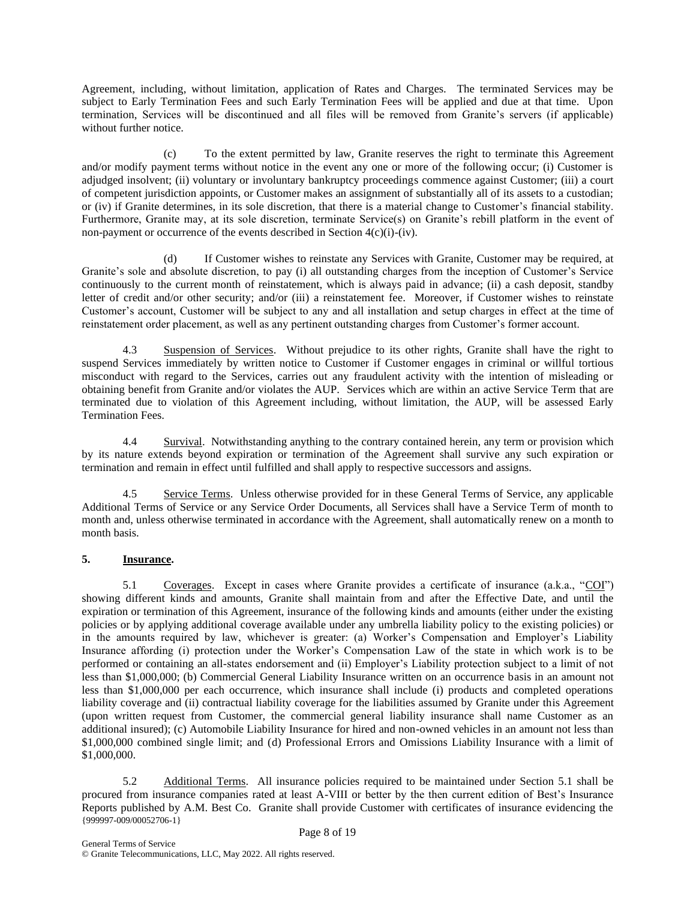Agreement, including, without limitation, application of Rates and Charges. The terminated Services may be subject to Early Termination Fees and such Early Termination Fees will be applied and due at that time. Upon termination, Services will be discontinued and all files will be removed from Granite's servers (if applicable) without further notice.

(c) To the extent permitted by law, Granite reserves the right to terminate this Agreement and/or modify payment terms without notice in the event any one or more of the following occur; (i) Customer is adjudged insolvent; (ii) voluntary or involuntary bankruptcy proceedings commence against Customer; (iii) a court of competent jurisdiction appoints, or Customer makes an assignment of substantially all of its assets to a custodian; or (iv) if Granite determines, in its sole discretion, that there is a material change to Customer's financial stability. Furthermore, Granite may, at its sole discretion, terminate Service(s) on Granite's rebill platform in the event of non-payment or occurrence of the events described in Section 4(c)(i)-(iv).

(d) If Customer wishes to reinstate any Services with Granite, Customer may be required, at Granite's sole and absolute discretion, to pay (i) all outstanding charges from the inception of Customer's Service continuously to the current month of reinstatement, which is always paid in advance; (ii) a cash deposit, standby letter of credit and/or other security; and/or (iii) a reinstatement fee. Moreover, if Customer wishes to reinstate Customer's account, Customer will be subject to any and all installation and setup charges in effect at the time of reinstatement order placement, as well as any pertinent outstanding charges from Customer's former account.

4.3 Suspension of Services. Without prejudice to its other rights, Granite shall have the right to suspend Services immediately by written notice to Customer if Customer engages in criminal or willful tortious misconduct with regard to the Services, carries out any fraudulent activity with the intention of misleading or obtaining benefit from Granite and/or violates the AUP. Services which are within an active Service Term that are terminated due to violation of this Agreement including, without limitation, the AUP, will be assessed Early Termination Fees.

4.4 Survival. Notwithstanding anything to the contrary contained herein, any term or provision which by its nature extends beyond expiration or termination of the Agreement shall survive any such expiration or termination and remain in effect until fulfilled and shall apply to respective successors and assigns.

4.5 Service Terms. Unless otherwise provided for in these General Terms of Service, any applicable Additional Terms of Service or any Service Order Documents, all Services shall have a Service Term of month to month and, unless otherwise terminated in accordance with the Agreement, shall automatically renew on a month to month basis.

## 5. Insurance.

5.1 Coverages. Except in cases where Granite provides a certificate of insurance (a.k.a., "COI") showing different kinds and amounts, Granite shall maintain from and after the Effective Date, and until the expiration or termination of this Agreement, insurance of the following kinds and amounts (either under the existing policies or by applying additional coverage available under any umbrella liability policy to the existing policies) or in the amounts required by law, whichever is greater: (a) Worker's Compensation and Employer's Liability Insurance affording (i) protection under the Worker's Compensation Law of the state in which work is to be performed or containing an all-states endorsement and (ii) Employer's Liability protection subject to a limit of not less than $1,000,000; (b) Commercial General Liability Insurance written on an occurrence basis in an amount not less than $1,000,000 per each occurrence, which insurance shall include (i) products and completed operations liability coverage and (ii) contractual liability coverage for the liabilities assumed by Granite under this Agreement (upon written request from Customer, the commercial general liability insurance shall name Customer as an additional insured); (c) Automobile Liability Insurance for hired and non-owned vehicles in an amount not less than $1,000,000 combined single limit; and (d) Professional Errors and Omissions Liability Insurance with a limit of $1,000,000.

5.2 Additional Terms. All insurance policies required to be maintained under Section 5.1 shall be procured from insurance companies rated at least A-VIII or better by the then current edition of Best's Insurance Reports published by A.M. Best Co. Granite shall provide Customer with certificates of insurance evidencing the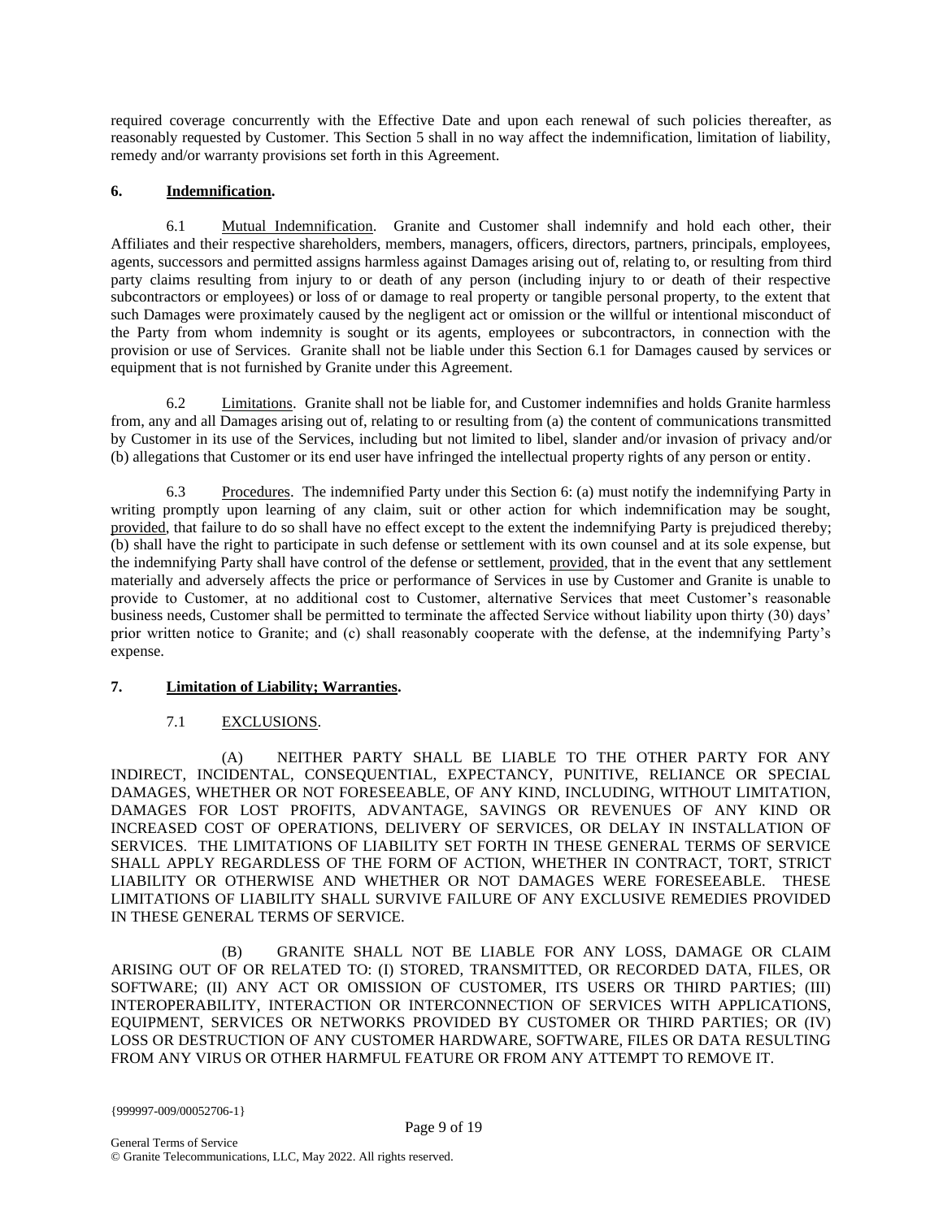required coverage concurrently with the Effective Date and upon each renewal of such policies thereafter, as reasonably requested by Customer. This Section 5 shall in no way affect the indemnification, limitation of liability, remedy and/or warranty provisions set forth in this Agreement.

## 6. Indemnification.

6.1 Mutual Indemnification. Granite and Customer shall indemnify and hold each other, their Affiliates and their respective shareholders, members, managers, officers, directors, partners, principals, employees, agents, successors and permitted assigns harmless against Damages arising out of, relating to, or resulting from third party claims resulting from injury to or death of any person (including injury to or death of their respective subcontractors or employees) or loss of or damage to real property or tangible personal property, to the extent that such Damages were proximately caused by the negligent act or omission or the willful or intentional misconduct of the Party from whom indemnity is sought or its agents, employees or subcontractors, in connection with the provision or use of Services. Granite shall not be liable under this Section 6.1 for Damages caused by services or equipment that is not furnished by Granite under this Agreement.

6.2 Limitations. Granite shall not be liable for, and Customer indemnifies and holds Granite harmless from, any and all Damages arising out of, relating to or resulting from (a) the content of communications transmitted by Customer in its use of the Services, including but not limited to libel, slander and/or invasion of privacy and/or (b) allegations that Customer or its end user have infringed the intellectual property rights of any person or entity.

6.3 Procedures. The indemnified Party under this Section 6: (a) must notify the indemnifying Party in writing promptly upon learning of any claim, suit or other action for which indemnification may be sought, provided, that failure to do so shall have no effect except to the extent the indemnifying Party is prejudiced thereby; (b) shall have the right to participate in such defense or settlement with its own counsel and at its sole expense, but the indemnifying Party shall have control of the defense or settlement, provided, that in the event that any settlement materially and adversely affects the price or performance of Services in use by Customer and Granite is unable to provide to Customer, at no additional cost to Customer, alternative Services that meet Customer's reasonable business needs, Customer shall be permitted to terminate the affected Service without liability upon thirty (30) days' prior written notice to Granite; and (c) shall reasonably cooperate with the defense, at the indemnifying Party's expense.

## 7. Limitation of Liability; Warranties.

7.1 EXCLUSIONS.

(A) NEITHER PARTY SHALL BE LIABLE TO THE OTHER PARTY FOR ANY INDIRECT, INCIDENTAL, CONSEQUENTIAL, EXPECTANCY, PUNITIVE, RELIANCE OR SPECIAL DAMAGES, WHETHER OR NOT FORESEEABLE, OF ANY KIND, INCLUDING, WITHOUT LIMITATION, DAMAGES FOR LOST PROFITS, ADVANTAGE, SAVINGS OR REVENUES OF ANY KIND OR INCREASED COST OF OPERATIONS, DELIVERY OF SERVICES, OR DELAY IN INSTALLATION OF SERVICES. THE LIMITATIONS OF LIABILITY SET FORTH IN THESE GENERAL TERMS OF SERVICE SHALL APPLY REGARDLESS OF THE FORM OF ACTION, WHETHER IN CONTRACT, TORT, STRICT LIABILITY OR OTHERWISE AND WHETHER OR NOT DAMAGES WERE FORESEEABLE. THESE LIMITATIONS OF LIABILITY SHALL SURVIVE FAILURE OF ANY EXCLUSIVE REMEDIES PROVIDED IN THESE GENERAL TERMS OF SERVICE.

(B) GRANITE SHALL NOT BE LIABLE FOR ANY LOSS, DAMAGE OR CLAIM ARISING OUT OF OR RELATED TO: (I) STORED, TRANSMITTED, OR RECORDED DATA, FILES, OR SOFTWARE; (II) ANY ACT OR OMISSION OF CUSTOMER, ITS USERS OR THIRD PARTIES; (III) INTEROPERABILITY, INTERACTION OR INTERCONNECTION OF SERVICES WITH APPLICATIONS, EQUIPMENT, SERVICES OR NETWORKS PROVIDED BY CUSTOMER OR THIRD PARTIES; OR (IV) LOSS OR DESTRUCTION OF ANY CUSTOMER HARDWARE, SOFTWARE, FILES OR DATA RESULTING FROM ANY VIRUS OR OTHER HARMFUL FEATURE OR FROM ANY ATTEMPT TO REMOVE IT.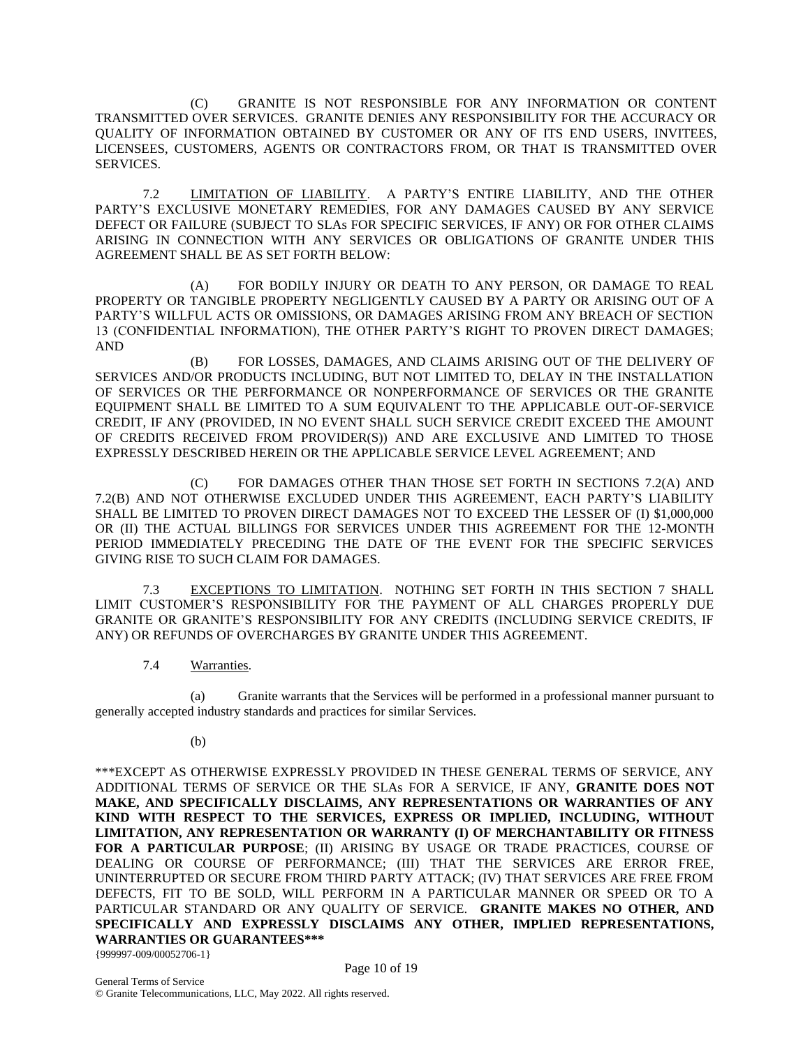(C) GRANITE IS NOT RESPONSIBLE FOR ANY INFORMATION OR CONTENT TRANSMITTED OVER SERVICES. GRANITE DENIES ANY RESPONSIBILITY FOR THE ACCURACY OR QUALITY OF INFORMATION OBTAINED BY CUSTOMER OR ANY OF ITS END USERS, INVITEES, LICENSEES, CUSTOMERS, AGENTS OR CONTRACTORS FROM, OR THAT IS TRANSMITTED OVER SERVICES.

7.2 LIMITATION OF LIABILITY. A PARTY'S ENTIRE LIABILITY, AND THE OTHER PARTY'S EXCLUSIVE MONETARY REMEDIES, FOR ANY DAMAGES CAUSED BY ANY SERVICE DEFECT OR FAILURE (SUBJECT TO SLAs FOR SPECIFIC SERVICES, IF ANY) OR FOR OTHER CLAIMS ARISING IN CONNECTION WITH ANY SERVICES OR OBLIGATIONS OF GRANITE UNDER THIS AGREEMENT SHALL BE AS SET FORTH BELOW:

(A) FOR BODILY INJURY OR DEATH TO ANY PERSON, OR DAMAGE TO REAL PROPERTY OR TANGIBLE PROPERTY NEGLIGENTLY CAUSED BY A PARTY OR ARISING OUT OF A PARTY'S WILLFUL ACTS OR OMISSIONS, OR DAMAGES ARISING FROM ANY BREACH OF SECTION 13 (CONFIDENTIAL INFORMATION), THE OTHER PARTY'S RIGHT TO PROVEN DIRECT DAMAGES; AND

(B) FOR LOSSES, DAMAGES, AND CLAIMS ARISING OUT OF THE DELIVERY OF SERVICES AND/OR PRODUCTS INCLUDING, BUT NOT LIMITED TO, DELAY IN THE INSTALLATION OF SERVICES OR THE PERFORMANCE OR NONPERFORMANCE OF SERVICES OR THE GRANITE EQUIPMENT SHALL BE LIMITED TO A SUM EQUIVALENT TO THE APPLICABLE OUT-OF-SERVICE CREDIT, IF ANY (PROVIDED, IN NO EVENT SHALL SUCH SERVICE CREDIT EXCEED THE AMOUNT OF CREDITS RECEIVED FROM PROVIDER(S)) AND ARE EXCLUSIVE AND LIMITED TO THOSE EXPRESSLY DESCRIBED HEREIN OR THE APPLICABLE SERVICE LEVEL AGREEMENT; AND

(C) FOR DAMAGES OTHER THAN THOSE SET FORTH IN SECTIONS 7.2(A) AND 7.2(B) AND NOT OTHERWISE EXCLUDED UNDER THIS AGREEMENT, EACH PARTY'S LIABILITY SHALL BE LIMITED TO PROVEN DIRECT DAMAGES NOT TO EXCEED THE LESSER OF (I) $1,000,000 OR (II) THE ACTUAL BILLINGS FOR SERVICES UNDER THIS AGREEMENT FOR THE 12-MONTH PERIOD IMMEDIATELY PRECEDING THE DATE OF THE EVENT FOR THE SPECIFIC SERVICES GIVING RISE TO SUCH CLAIM FOR DAMAGES.

7.3 EXCEPTIONS TO LIMITATION. NOTHING SET FORTH IN THIS SECTION 7 SHALL LIMIT CUSTOMER'S RESPONSIBILITY FOR THE PAYMENT OF ALL CHARGES PROPERLY DUE GRANITE OR GRANITE'S RESPONSIBILITY FOR ANY CREDITS (INCLUDING SERVICE CREDITS, IF ANY) OR REFUNDS OF OVERCHARGES BY GRANITE UNDER THIS AGREEMENT.

7.4 Warranties.

(a) Granite warrants that the Services will be performed in a professional manner pursuant to generally accepted industry standards and practices for similar Services.

(b)

***EXCEPT AS OTHERWISE EXPRESSLY PROVIDED IN THESE GENERAL TERMS OF SERVICE, ANY ADDITIONAL TERMS OF SERVICE OR THE SLAs FOR A SERVICE, IF ANY, **GRANITE DOES NOT MAKE, AND SPECIFICALLY DISCLAIMS, ANY REPRESENTATIONS OR WARRANTIES OF ANY KIND WITH RESPECT TO THE SERVICES, EXPRESS OR IMPLIED, INCLUDING, WITHOUT LIMITATION, ANY REPRESENTATION OR WARRANTY (I) OF MERCHANTABILITY OR FITNESS FOR A PARTICULAR PURPOSE**; (II) ARISING BY USAGE OR TRADE PRACTICES, COURSE OF DEALING OR COURSE OF PERFORMANCE; (III) THAT THE SERVICES ARE ERROR FREE, UNINTERRUPTED OR SECURE FROM THIRD PARTY ATTACK; (IV) THAT SERVICES ARE FREE FROM DEFECTS, FIT TO BE SOLD, WILL PERFORM IN A PARTICULAR MANNER OR SPEED OR TO A PARTICULAR STANDARD OR ANY QUALITY OF SERVICE. **GRANITE MAKES NO OTHER, AND SPECIFICALLY AND EXPRESSLY DISCLAIMS ANY OTHER, IMPLIED REPRESENTATIONS, WARRANTIES OR GUARANTEES*****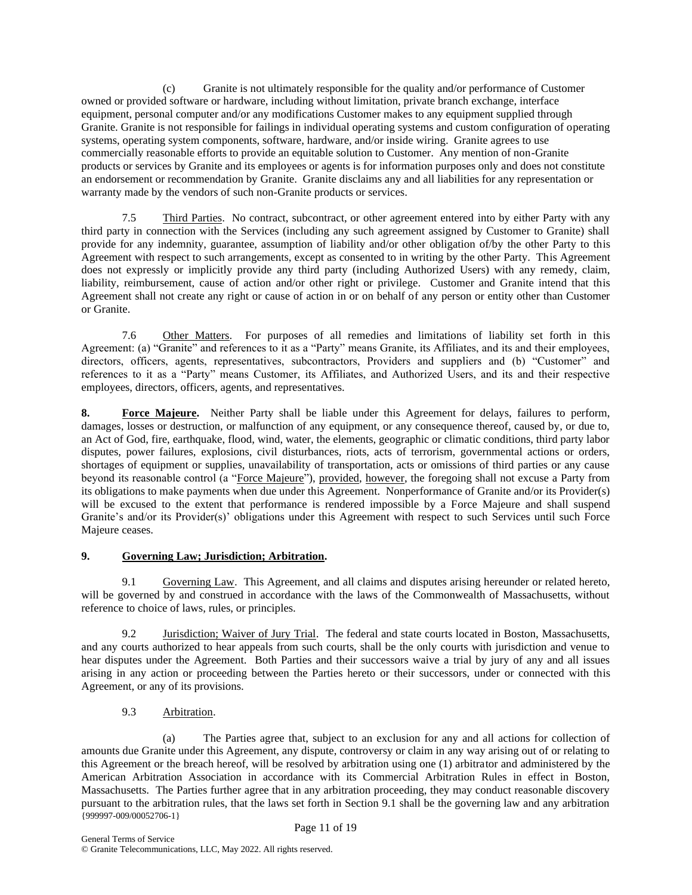(c) Granite is not ultimately responsible for the quality and/or performance of Customer owned or provided software or hardware, including without limitation, private branch exchange, interface equipment, personal computer and/or any modifications Customer makes to any equipment supplied through Granite. Granite is not responsible for failings in individual operating systems and custom configuration of operating systems, operating system components, software, hardware, and/or inside wiring. Granite agrees to use commercially reasonable efforts to provide an equitable solution to Customer. Any mention of non-Granite products or services by Granite and its employees or agents is for information purposes only and does not constitute an endorsement or recommendation by Granite. Granite disclaims any and all liabilities for any representation or warranty made by the vendors of such non-Granite products or services.

7.5 Third Parties. No contract, subcontract, or other agreement entered into by either Party with any third party in connection with the Services (including any such agreement assigned by Customer to Granite) shall provide for any indemnity, guarantee, assumption of liability and/or other obligation of/by the other Party to this Agreement with respect to such arrangements, except as consented to in writing by the other Party. This Agreement does not expressly or implicitly provide any third party (including Authorized Users) with any remedy, claim, liability, reimbursement, cause of action and/or other right or privilege. Customer and Granite intend that this Agreement shall not create any right or cause of action in or on behalf of any person or entity other than Customer or Granite.

7.6 Other Matters. For purposes of all remedies and limitations of liability set forth in this Agreement: (a) "Granite" and references to it as a "Party" means Granite, its Affiliates, and its and their employees, directors, officers, agents, representatives, subcontractors, Providers and suppliers and (b) "Customer" and references to it as a "Party" means Customer, its Affiliates, and Authorized Users, and its and their respective employees, directors, officers, agents, and representatives.

**8. Force Majeure.** Neither Party shall be liable under this Agreement for delays, failures to perform, damages, losses or destruction, or malfunction of any equipment, or any consequence thereof, caused by, or due to, an Act of God, fire, earthquake, flood, wind, water, the elements, geographic or climatic conditions, third party labor disputes, power failures, explosions, civil disturbances, riots, acts of terrorism, governmental actions or orders, shortages of equipment or supplies, unavailability of transportation, acts or omissions of third parties or any cause beyond its reasonable control (a "Force Majeure"), provided, however, the foregoing shall not excuse a Party from its obligations to make payments when due under this Agreement. Nonperformance of Granite and/or its Provider(s) will be excused to the extent that performance is rendered impossible by a Force Majeure and shall suspend Granite's and/or its Provider(s)' obligations under this Agreement with respect to such Services until such Force Majeure ceases.

**9. Governing Law; Jurisdiction; Arbitration.**

9.1 Governing Law. This Agreement, and all claims and disputes arising hereunder or related hereto, will be governed by and construed in accordance with the laws of the Commonwealth of Massachusetts, without reference to choice of laws, rules, or principles.

9.2 Jurisdiction; Waiver of Jury Trial. The federal and state courts located in Boston, Massachusetts, and any courts authorized to hear appeals from such courts, shall be the only courts with jurisdiction and venue to hear disputes under the Agreement. Both Parties and their successors waive a trial by jury of any and all issues arising in any action or proceeding between the Parties hereto or their successors, under or connected with this Agreement, or any of its provisions.

9.3 Arbitration.

(a) The Parties agree that, subject to an exclusion for any and all actions for collection of amounts due Granite under this Agreement, any dispute, controversy or claim in any way arising out of or relating to this Agreement or the breach hereof, will be resolved by arbitration using one (1) arbitrator and administered by the American Arbitration Association in accordance with its Commercial Arbitration Rules in effect in Boston, Massachusetts. The Parties further agree that in any arbitration proceeding, they may conduct reasonable discovery pursuant to the arbitration rules, that the laws set forth in Section 9.1 shall be the governing law and any arbitration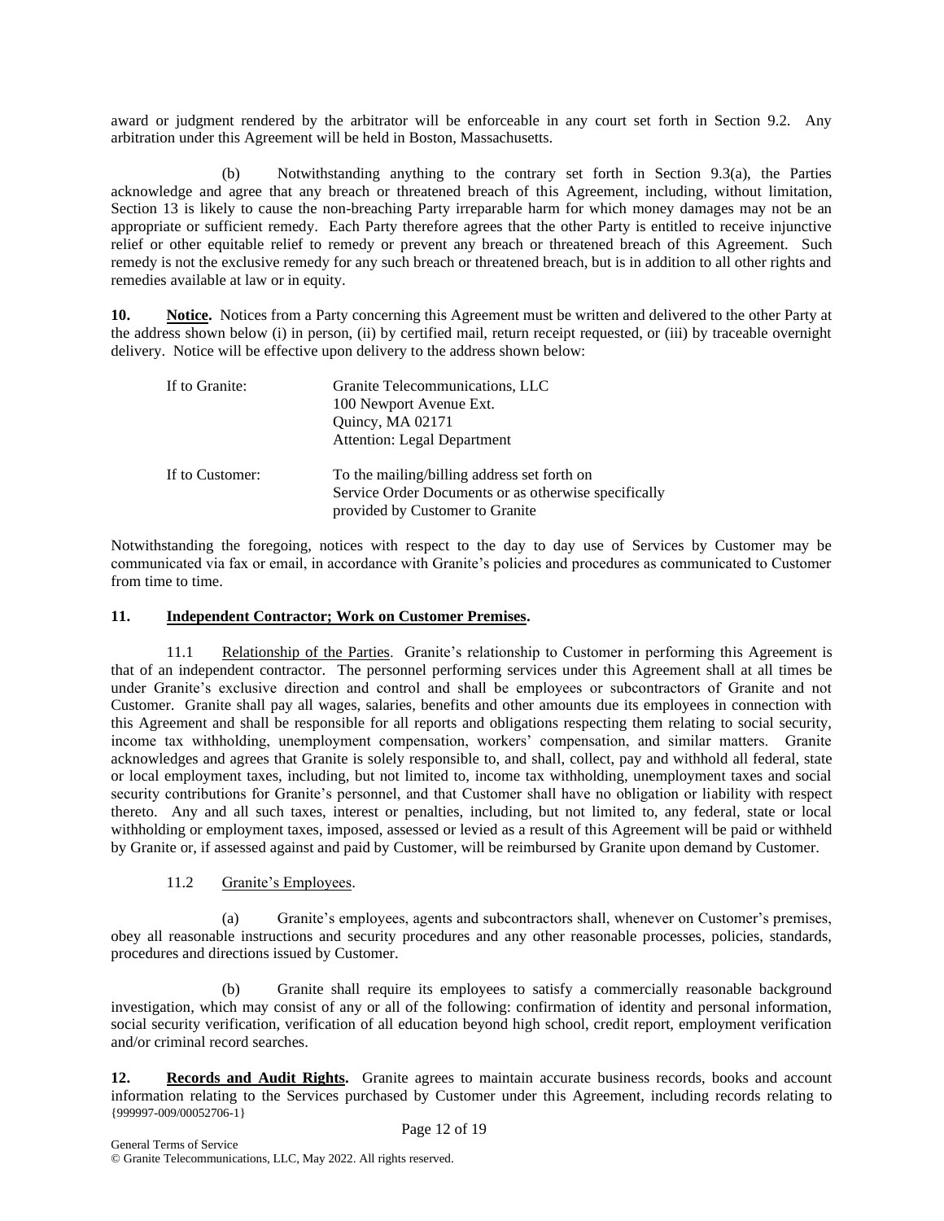award or judgment rendered by the arbitrator will be enforceable in any court set forth in Section 9.2. Any arbitration under this Agreement will be held in Boston, Massachusetts.

(b) Notwithstanding anything to the contrary set forth in Section 9.3(a), the Parties acknowledge and agree that any breach or threatened breach of this Agreement, including, without limitation, Section 13 is likely to cause the non-breaching Party irreparable harm for which money damages may not be an appropriate or sufficient remedy. Each Party therefore agrees that the other Party is entitled to receive injunctive relief or other equitable relief to remedy or prevent any breach or threatened breach of this Agreement. Such remedy is not the exclusive remedy for any such breach or threatened breach, but is in addition to all other rights and remedies available at law or in equity.

**10. Notice.** Notices from a Party concerning this Agreement must be written and delivered to the other Party at the address shown below (i) in person, (ii) by certified mail, return receipt requested, or (iii) by traceable overnight delivery. Notice will be effective upon delivery to the address shown below:

| | |
|---|---|
| If to Granite: | Granite Telecommunications, LLC<br>100 Newport Avenue Ext.<br>Quincy, MA 02171<br>Attention: Legal Department |
| If to Customer: | To the mailing/billing address set forth on Service Order Documents or as otherwise specifically provided by Customer to Granite |

Notwithstanding the foregoing, notices with respect to the day to day use of Services by Customer may be communicated via fax or email, in accordance with Granite's policies and procedures as communicated to Customer from time to time.

**11. Independent Contractor; Work on Customer Premises.**

11.1 Relationship of the Parties. Granite's relationship to Customer in performing this Agreement is that of an independent contractor. The personnel performing services under this Agreement shall at all times be under Granite's exclusive direction and control and shall be employees or subcontractors of Granite and not Customer. Granite shall pay all wages, salaries, benefits and other amounts due its employees in connection with this Agreement and shall be responsible for all reports and obligations respecting them relating to social security, income tax withholding, unemployment compensation, workers' compensation, and similar matters. Granite acknowledges and agrees that Granite is solely responsible to, and shall, collect, pay and withhold all federal, state or local employment taxes, including, but not limited to, income tax withholding, unemployment taxes and social security contributions for Granite's personnel, and that Customer shall have no obligation or liability with respect thereto. Any and all such taxes, interest or penalties, including, but not limited to, any federal, state or local withholding or employment taxes, imposed, assessed or levied as a result of this Agreement will be paid or withheld by Granite or, if assessed against and paid by Customer, will be reimbursed by Granite upon demand by Customer.

11.2 Granite's Employees.

(a) Granite's employees, agents and subcontractors shall, whenever on Customer's premises, obey all reasonable instructions and security procedures and any other reasonable processes, policies, standards, procedures and directions issued by Customer.

(b) Granite shall require its employees to satisfy a commercially reasonable background investigation, which may consist of any or all of the following: confirmation of identity and personal information, social security verification, verification of all education beyond high school, credit report, employment verification and/or criminal record searches.

**12. Records and Audit Rights.** Granite agrees to maintain accurate business records, books and account information relating to the Services purchased by Customer under this Agreement, including records relating to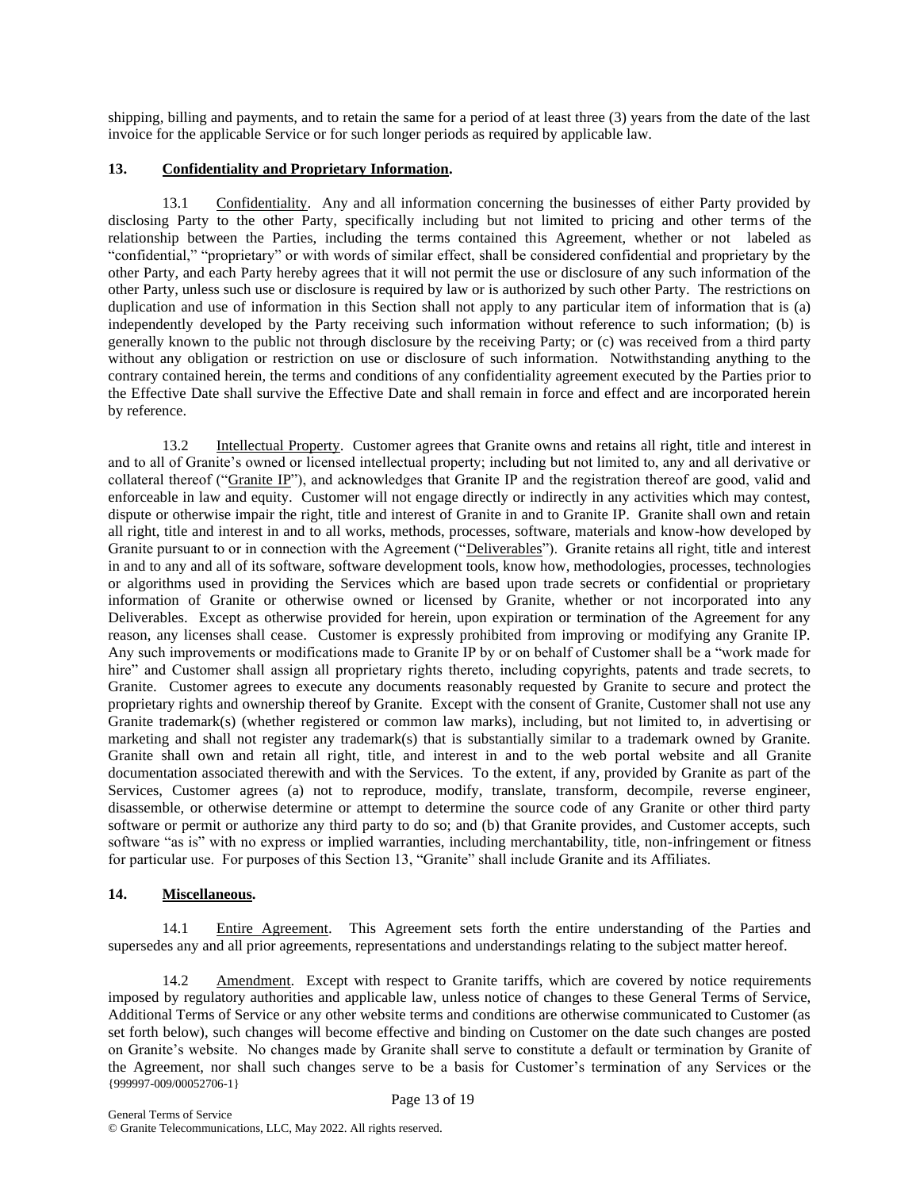shipping, billing and payments, and to retain the same for a period of at least three (3) years from the date of the last invoice for the applicable Service or for such longer periods as required by applicable law.

**13. Confidentiality and Proprietary Information.**

13.1 Confidentiality. Any and all information concerning the businesses of either Party provided by disclosing Party to the other Party, specifically including but not limited to pricing and other terms of the relationship between the Parties, including the terms contained this Agreement, whether or not labeled as "confidential," "proprietary" or with words of similar effect, shall be considered confidential and proprietary by the other Party, and each Party hereby agrees that it will not permit the use or disclosure of any such information of the other Party, unless such use or disclosure is required by law or is authorized by such other Party. The restrictions on duplication and use of information in this Section shall not apply to any particular item of information that is (a) independently developed by the Party receiving such information without reference to such information; (b) is generally known to the public not through disclosure by the receiving Party; or (c) was received from a third party without any obligation or restriction on use or disclosure of such information. Notwithstanding anything to the contrary contained herein, the terms and conditions of any confidentiality agreement executed by the Parties prior to the Effective Date shall survive the Effective Date and shall remain in force and effect and are incorporated herein by reference.

13.2 Intellectual Property. Customer agrees that Granite owns and retains all right, title and interest in and to all of Granite's owned or licensed intellectual property; including but not limited to, any and all derivative or collateral thereof ("Granite IP"), and acknowledges that Granite IP and the registration thereof are good, valid and enforceable in law and equity. Customer will not engage directly or indirectly in any activities which may contest, dispute or otherwise impair the right, title and interest of Granite in and to Granite IP. Granite shall own and retain all right, title and interest in and to all works, methods, processes, software, materials and know-how developed by Granite pursuant to or in connection with the Agreement ("Deliverables"). Granite retains all right, title and interest in and to any and all of its software, software development tools, know how, methodologies, processes, technologies or algorithms used in providing the Services which are based upon trade secrets or confidential or proprietary information of Granite or otherwise owned or licensed by Granite, whether or not incorporated into any Deliverables. Except as otherwise provided for herein, upon expiration or termination of the Agreement for any reason, any licenses shall cease. Customer is expressly prohibited from improving or modifying any Granite IP. Any such improvements or modifications made to Granite IP by or on behalf of Customer shall be a "work made for hire" and Customer shall assign all proprietary rights thereto, including copyrights, patents and trade secrets, to Granite. Customer agrees to execute any documents reasonably requested by Granite to secure and protect the proprietary rights and ownership thereof by Granite. Except with the consent of Granite, Customer shall not use any Granite trademark(s) (whether registered or common law marks), including, but not limited to, in advertising or marketing and shall not register any trademark(s) that is substantially similar to a trademark owned by Granite. Granite shall own and retain all right, title, and interest in and to the web portal website and all Granite documentation associated therewith and with the Services. To the extent, if any, provided by Granite as part of the Services, Customer agrees (a) not to reproduce, modify, translate, transform, decompile, reverse engineer, disassemble, or otherwise determine or attempt to determine the source code of any Granite or other third party software or permit or authorize any third party to do so; and (b) that Granite provides, and Customer accepts, such software "as is" with no express or implied warranties, including merchantability, title, non-infringement or fitness for particular use. For purposes of this Section 13, "Granite" shall include Granite and its Affiliates.

**14. Miscellaneous.**

14.1 Entire Agreement. This Agreement sets forth the entire understanding of the Parties and supersedes any and all prior agreements, representations and understandings relating to the subject matter hereof.

14.2 Amendment. Except with respect to Granite tariffs, which are covered by notice requirements imposed by regulatory authorities and applicable law, unless notice of changes to these General Terms of Service, Additional Terms of Service or any other website terms and conditions are otherwise communicated to Customer (as set forth below), such changes will become effective and binding on Customer on the date such changes are posted on Granite's website. No changes made by Granite shall serve to constitute a default or termination by Granite of the Agreement, nor shall such changes serve to be a basis for Customer's termination of any Services or the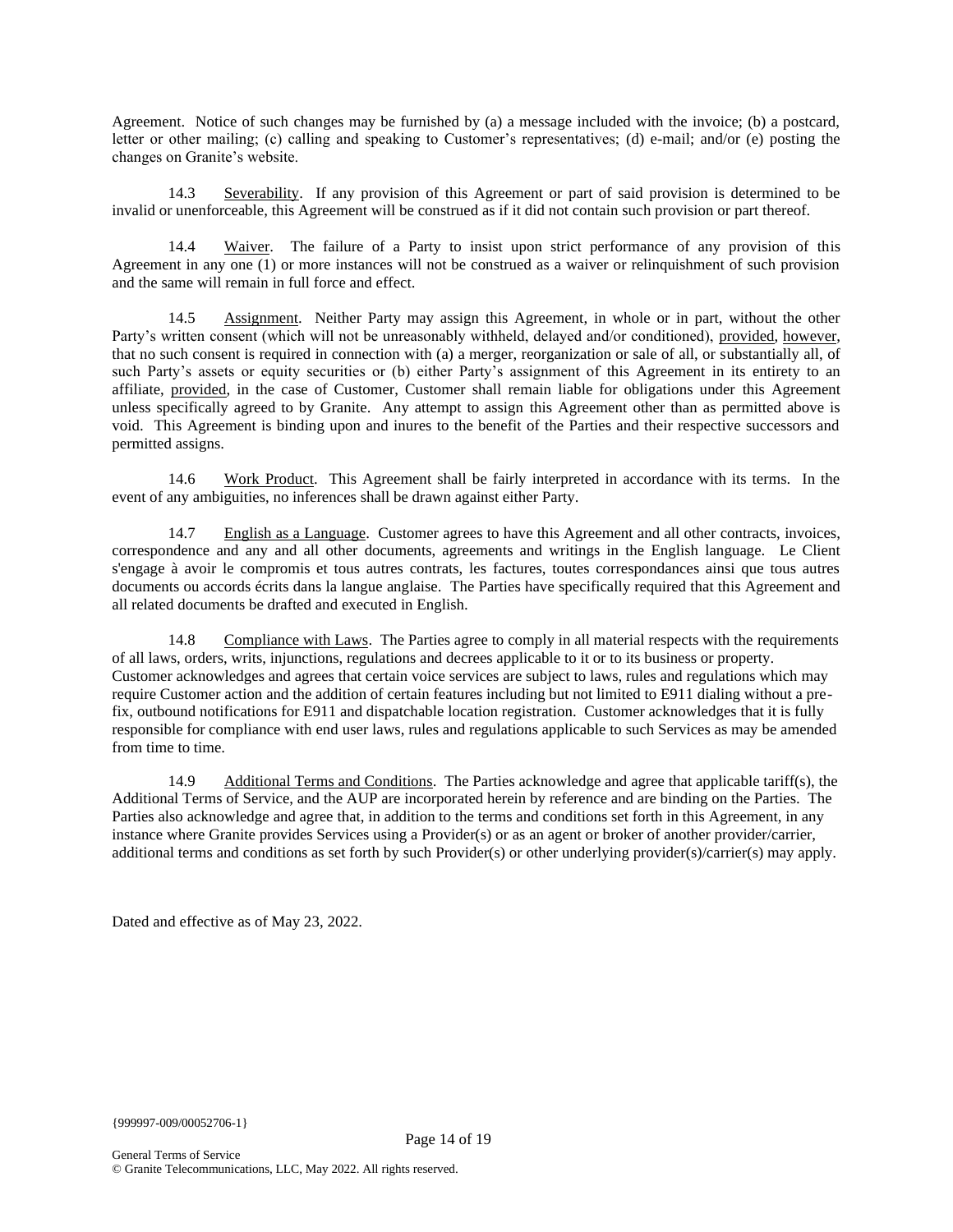Agreement. Notice of such changes may be furnished by (a) a message included with the invoice; (b) a postcard, letter or other mailing; (c) calling and speaking to Customer's representatives; (d) e-mail; and/or (e) posting the changes on Granite's website.

14.3 Severability. If any provision of this Agreement or part of said provision is determined to be invalid or unenforceable, this Agreement will be construed as if it did not contain such provision or part thereof.

14.4 Waiver. The failure of a Party to insist upon strict performance of any provision of this Agreement in any one (1) or more instances will not be construed as a waiver or relinquishment of such provision and the same will remain in full force and effect.

14.5 Assignment. Neither Party may assign this Agreement, in whole or in part, without the other Party's written consent (which will not be unreasonably withheld, delayed and/or conditioned), provided, however, that no such consent is required in connection with (a) a merger, reorganization or sale of all, or substantially all, of such Party's assets or equity securities or (b) either Party's assignment of this Agreement in its entirety to an affiliate, provided, in the case of Customer, Customer shall remain liable for obligations under this Agreement unless specifically agreed to by Granite. Any attempt to assign this Agreement other than as permitted above is void. This Agreement is binding upon and inures to the benefit of the Parties and their respective successors and permitted assigns.

14.6 Work Product. This Agreement shall be fairly interpreted in accordance with its terms. In the event of any ambiguities, no inferences shall be drawn against either Party.

14.7 English as a Language. Customer agrees to have this Agreement and all other contracts, invoices, correspondence and any and all other documents, agreements and writings in the English language. Le Client s'engage à avoir le compromis et tous autres contrats, les factures, toutes correspondances ainsi que tous autres documents ou accords écrits dans la langue anglaise. The Parties have specifically required that this Agreement and all related documents be drafted and executed in English.

14.8 Compliance with Laws. The Parties agree to comply in all material respects with the requirements of all laws, orders, writs, injunctions, regulations and decrees applicable to it or to its business or property. Customer acknowledges and agrees that certain voice services are subject to laws, rules and regulations which may require Customer action and the addition of certain features including but not limited to E911 dialing without a pre-fix, outbound notifications for E911 and dispatchable location registration. Customer acknowledges that it is fully responsible for compliance with end user laws, rules and regulations applicable to such Services as may be amended from time to time.

14.9 Additional Terms and Conditions. The Parties acknowledge and agree that applicable tariff(s), the Additional Terms of Service, and the AUP are incorporated herein by reference and are binding on the Parties. The Parties also acknowledge and agree that, in addition to the terms and conditions set forth in this Agreement, in any instance where Granite provides Services using a Provider(s) or as an agent or broker of another provider/carrier, additional terms and conditions as set forth by such Provider(s) or other underlying provider(s)/carrier(s) may apply.

Dated and effective as of May 23, 2022.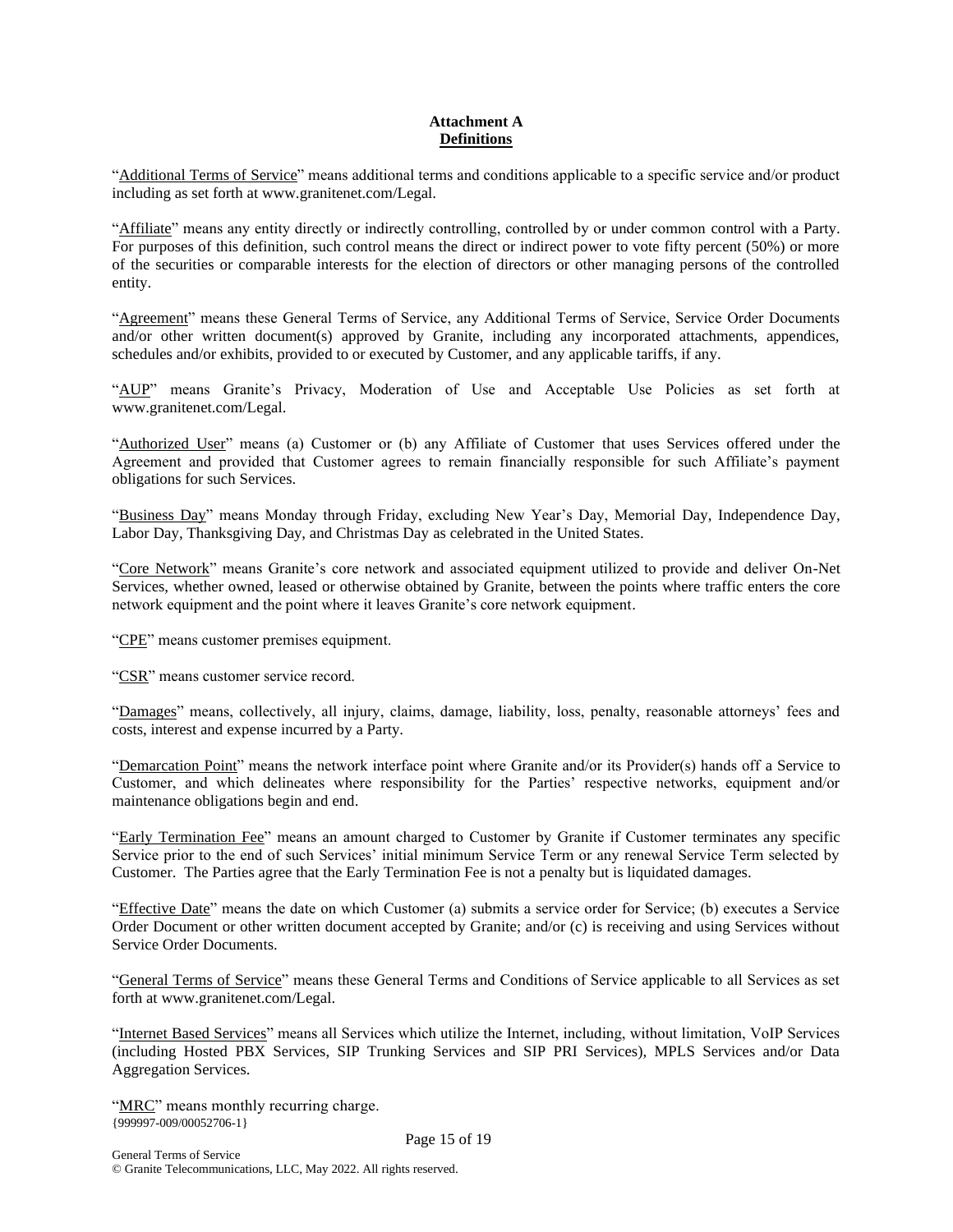**Attachment A**
**Definitions**

"Additional Terms of Service" means additional terms and conditions applicable to a specific service and/or product including as set forth at www.granitenet.com/Legal.

"Affiliate" means any entity directly or indirectly controlling, controlled by or under common control with a Party. For purposes of this definition, such control means the direct or indirect power to vote fifty percent (50%) or more of the securities or comparable interests for the election of directors or other managing persons of the controlled entity.

"Agreement" means these General Terms of Service, any Additional Terms of Service, Service Order Documents and/or other written document(s) approved by Granite, including any incorporated attachments, appendices, schedules and/or exhibits, provided to or executed by Customer, and any applicable tariffs, if any.

"AUP" means Granite's Privacy, Moderation of Use and Acceptable Use Policies as set forth at www.granitenet.com/Legal.

"Authorized User" means (a) Customer or (b) any Affiliate of Customer that uses Services offered under the Agreement and provided that Customer agrees to remain financially responsible for such Affiliate's payment obligations for such Services.

"Business Day" means Monday through Friday, excluding New Year's Day, Memorial Day, Independence Day, Labor Day, Thanksgiving Day, and Christmas Day as celebrated in the United States.

"Core Network" means Granite's core network and associated equipment utilized to provide and deliver On-Net Services, whether owned, leased or otherwise obtained by Granite, between the points where traffic enters the core network equipment and the point where it leaves Granite's core network equipment.

"CPE" means customer premises equipment.

"CSR" means customer service record.

"Damages" means, collectively, all injury, claims, damage, liability, loss, penalty, reasonable attorneys' fees and costs, interest and expense incurred by a Party.

"Demarcation Point" means the network interface point where Granite and/or its Provider(s) hands off a Service to Customer, and which delineates where responsibility for the Parties' respective networks, equipment and/or maintenance obligations begin and end.

"Early Termination Fee" means an amount charged to Customer by Granite if Customer terminates any specific Service prior to the end of such Services' initial minimum Service Term or any renewal Service Term selected by Customer. The Parties agree that the Early Termination Fee is not a penalty but is liquidated damages.

"Effective Date" means the date on which Customer (a) submits a service order for Service; (b) executes a Service Order Document or other written document accepted by Granite; and/or (c) is receiving and using Services without Service Order Documents.

"General Terms of Service" means these General Terms and Conditions of Service applicable to all Services as set forth at www.granitenet.com/Legal.

"Internet Based Services" means all Services which utilize the Internet, including, without limitation, VoIP Services (including Hosted PBX Services, SIP Trunking Services and SIP PRI Services), MPLS Services and/or Data Aggregation Services.

"MRC" means monthly recurring charge.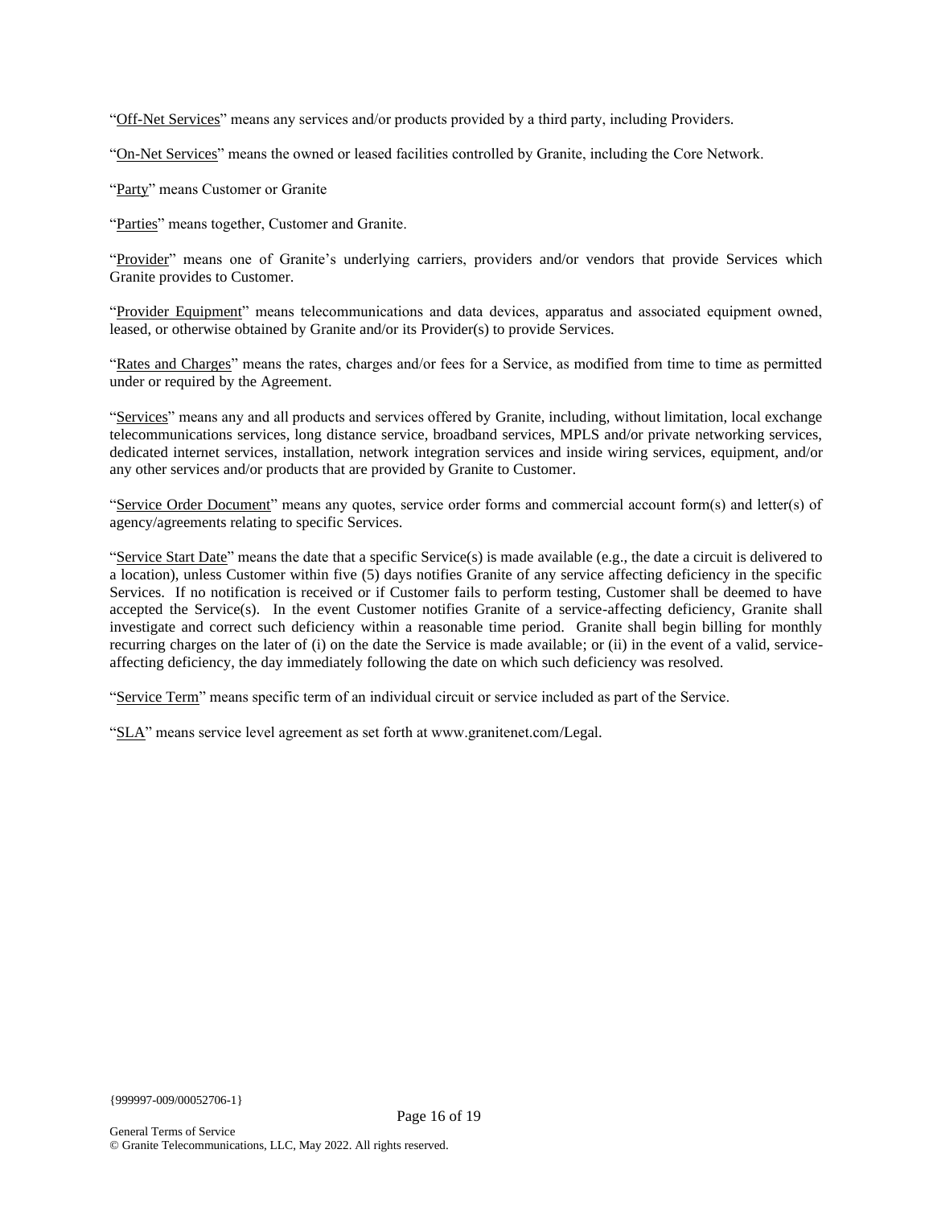"Off-Net Services" means any services and/or products provided by a third party, including Providers.

"On-Net Services" means the owned or leased facilities controlled by Granite, including the Core Network.

"Party" means Customer or Granite

"Parties" means together, Customer and Granite.

"Provider" means one of Granite's underlying carriers, providers and/or vendors that provide Services which Granite provides to Customer.

"Provider Equipment" means telecommunications and data devices, apparatus and associated equipment owned, leased, or otherwise obtained by Granite and/or its Provider(s) to provide Services.

"Rates and Charges" means the rates, charges and/or fees for a Service, as modified from time to time as permitted under or required by the Agreement.

"Services" means any and all products and services offered by Granite, including, without limitation, local exchange telecommunications services, long distance service, broadband services, MPLS and/or private networking services, dedicated internet services, installation, network integration services and inside wiring services, equipment, and/or any other services and/or products that are provided by Granite to Customer.

"Service Order Document" means any quotes, service order forms and commercial account form(s) and letter(s) of agency/agreements relating to specific Services.

"Service Start Date" means the date that a specific Service(s) is made available (e.g., the date a circuit is delivered to a location), unless Customer within five (5) days notifies Granite of any service affecting deficiency in the specific Services. If no notification is received or if Customer fails to perform testing, Customer shall be deemed to have accepted the Service(s). In the event Customer notifies Granite of a service-affecting deficiency, Granite shall investigate and correct such deficiency within a reasonable time period. Granite shall begin billing for monthly recurring charges on the later of (i) on the date the Service is made available; or (ii) in the event of a valid, service-affecting deficiency, the day immediately following the date on which such deficiency was resolved.

"Service Term" means specific term of an individual circuit or service included as part of the Service.

"SLA" means service level agreement as set forth at www.granitenet.com/Legal.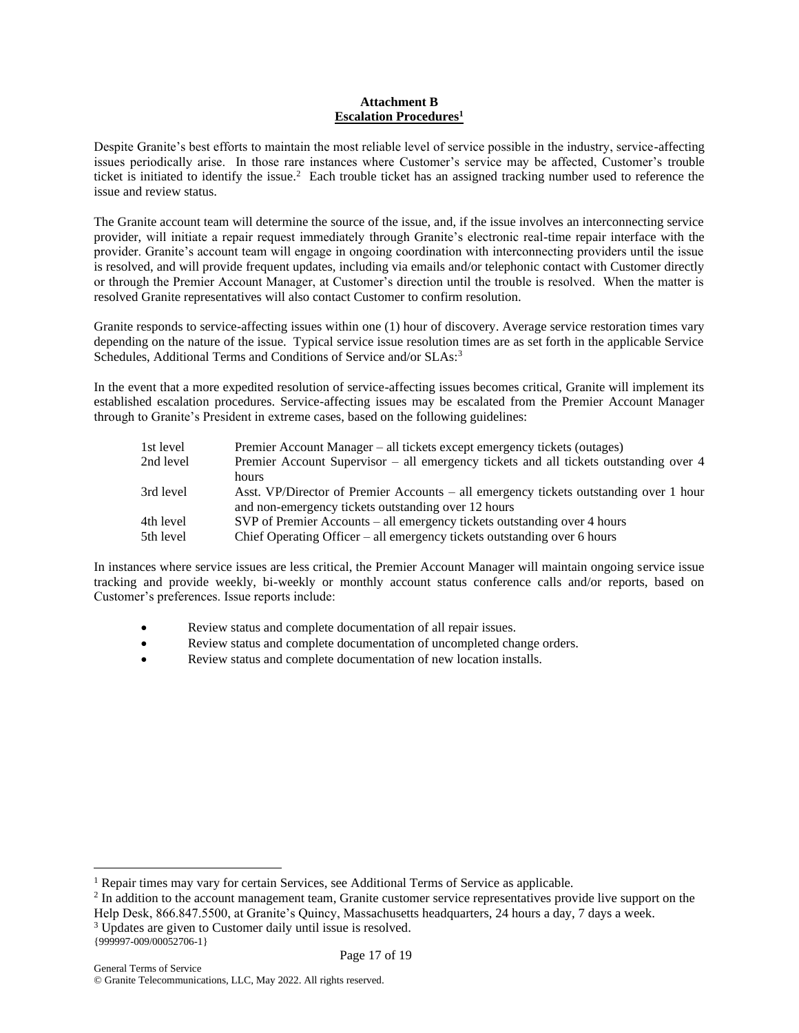**Attachment B**
**Escalation Procedures[1]**

Despite Granite's best efforts to maintain the most reliable level of service possible in the industry, service-affecting issues periodically arise. In those rare instances where Customer's service may be affected, Customer's trouble ticket is initiated to identify the issue.[2] Each trouble ticket has an assigned tracking number used to reference the issue and review status.

The Granite account team will determine the source of the issue, and, if the issue involves an interconnecting service provider, will initiate a repair request immediately through Granite's electronic real-time repair interface with the provider. Granite's account team will engage in ongoing coordination with interconnecting providers until the issue is resolved, and will provide frequent updates, including via emails and/or telephonic contact with Customer directly or through the Premier Account Manager, at Customer's direction until the trouble is resolved. When the matter is resolved Granite representatives will also contact Customer to confirm resolution.

Granite responds to service-affecting issues within one (1) hour of discovery. Average service restoration times vary depending on the nature of the issue. Typical service issue resolution times are as set forth in the applicable Service Schedules, Additional Terms and Conditions of Service and/or SLAs:[3]

In the event that a more expedited resolution of service-affecting issues becomes critical, Granite will implement its established escalation procedures. Service-affecting issues may be escalated from the Premier Account Manager through to Granite's President in extreme cases, based on the following guidelines:

| | |
|---|---|
| 1st level | Premier Account Manager – all tickets except emergency tickets (outages) |
| 2nd level | Premier Account Supervisor – all emergency tickets and all tickets outstanding over 4 hours |
| 3rd level | Asst. VP/Director of Premier Accounts – all emergency tickets outstanding over 1 hour and non-emergency tickets outstanding over 12 hours |
| 4th level | SVP of Premier Accounts – all emergency tickets outstanding over 4 hours |
| 5th level | Chief Operating Officer – all emergency tickets outstanding over 6 hours |

In instances where service issues are less critical, the Premier Account Manager will maintain ongoing service issue tracking and provide weekly, bi-weekly or monthly account status conference calls and/or reports, based on Customer's preferences. Issue reports include:

- Review status and complete documentation of all repair issues.
- Review status and complete documentation of uncompleted change orders.
- Review status and complete documentation of new location installs.

[1] Repair times may vary for certain Services, see Additional Terms of Service as applicable.

[2] In addition to the account management team, Granite customer service representatives provide live support on the Help Desk, 866.847.5500, at Granite's Quincy, Massachusetts headquarters, 24 hours a day, 7 days a week.

[3] Updates are given to Customer daily until issue is resolved.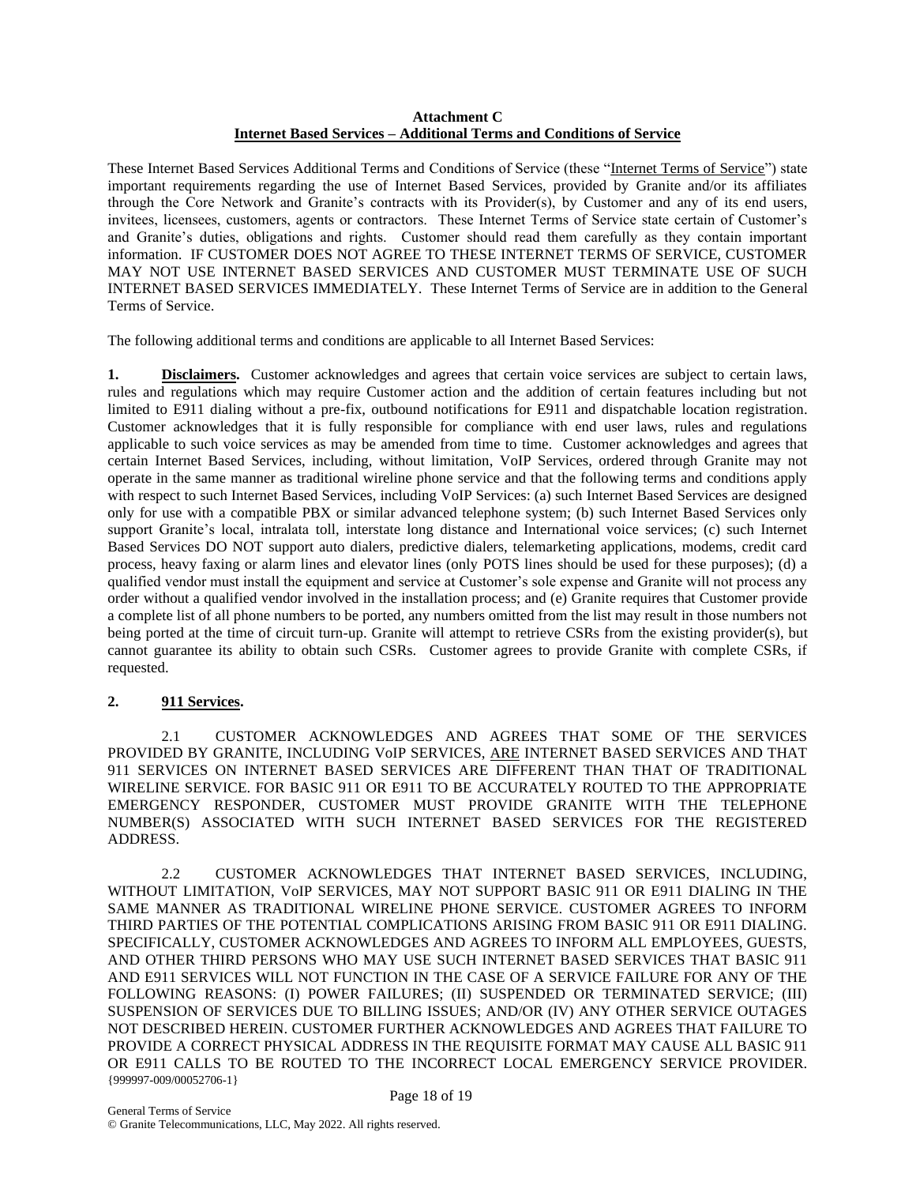**Attachment C**
**Internet Based Services – Additional Terms and Conditions of Service**

These Internet Based Services Additional Terms and Conditions of Service (these "Internet Terms of Service") state important requirements regarding the use of Internet Based Services, provided by Granite and/or its affiliates through the Core Network and Granite's contracts with its Provider(s), by Customer and any of its end users, invitees, licensees, customers, agents or contractors. These Internet Terms of Service state certain of Customer's and Granite's duties, obligations and rights. Customer should read them carefully as they contain important information. IF CUSTOMER DOES NOT AGREE TO THESE INTERNET TERMS OF SERVICE, CUSTOMER MAY NOT USE INTERNET BASED SERVICES AND CUSTOMER MUST TERMINATE USE OF SUCH INTERNET BASED SERVICES IMMEDIATELY. These Internet Terms of Service are in addition to the General Terms of Service.

The following additional terms and conditions are applicable to all Internet Based Services:

**1. Disclaimers.** Customer acknowledges and agrees that certain voice services are subject to certain laws, rules and regulations which may require Customer action and the addition of certain features including but not limited to E911 dialing without a pre-fix, outbound notifications for E911 and dispatchable location registration. Customer acknowledges that it is fully responsible for compliance with end user laws, rules and regulations applicable to such voice services as may be amended from time to time. Customer acknowledges and agrees that certain Internet Based Services, including, without limitation, VoIP Services, ordered through Granite may not operate in the same manner as traditional wireline phone service and that the following terms and conditions apply with respect to such Internet Based Services, including VoIP Services: (a) such Internet Based Services are designed only for use with a compatible PBX or similar advanced telephone system; (b) such Internet Based Services only support Granite's local, intralata toll, interstate long distance and International voice services; (c) such Internet Based Services DO NOT support auto dialers, predictive dialers, telemarketing applications, modems, credit card process, heavy faxing or alarm lines and elevator lines (only POTS lines should be used for these purposes); (d) a qualified vendor must install the equipment and service at Customer's sole expense and Granite will not process any order without a qualified vendor involved in the installation process; and (e) Granite requires that Customer provide a complete list of all phone numbers to be ported, any numbers omitted from the list may result in those numbers not being ported at the time of circuit turn-up. Granite will attempt to retrieve CSRs from the existing provider(s), but cannot guarantee its ability to obtain such CSRs. Customer agrees to provide Granite with complete CSRs, if requested.

**2. 911 Services.**

2.1 CUSTOMER ACKNOWLEDGES AND AGREES THAT SOME OF THE SERVICES PROVIDED BY GRANITE, INCLUDING VoIP SERVICES, ARE INTERNET BASED SERVICES AND THAT 911 SERVICES ON INTERNET BASED SERVICES ARE DIFFERENT THAN THAT OF TRADITIONAL WIRELINE SERVICE. FOR BASIC 911 OR E911 TO BE ACCURATELY ROUTED TO THE APPROPRIATE EMERGENCY RESPONDER, CUSTOMER MUST PROVIDE GRANITE WITH THE TELEPHONE NUMBER(S) ASSOCIATED WITH SUCH INTERNET BASED SERVICES FOR THE REGISTERED ADDRESS.

2.2 CUSTOMER ACKNOWLEDGES THAT INTERNET BASED SERVICES, INCLUDING, WITHOUT LIMITATION, VoIP SERVICES, MAY NOT SUPPORT BASIC 911 OR E911 DIALING IN THE SAME MANNER AS TRADITIONAL WIRELINE PHONE SERVICE. CUSTOMER AGREES TO INFORM THIRD PARTIES OF THE POTENTIAL COMPLICATIONS ARISING FROM BASIC 911 OR E911 DIALING. SPECIFICALLY, CUSTOMER ACKNOWLEDGES AND AGREES TO INFORM ALL EMPLOYEES, GUESTS, AND OTHER THIRD PERSONS WHO MAY USE SUCH INTERNET BASED SERVICES THAT BASIC 911 AND E911 SERVICES WILL NOT FUNCTION IN THE CASE OF A SERVICE FAILURE FOR ANY OF THE FOLLOWING REASONS: (I) POWER FAILURES; (II) SUSPENDED OR TERMINATED SERVICE; (III) SUSPENSION OF SERVICES DUE TO BILLING ISSUES; AND/OR (IV) ANY OTHER SERVICE OUTAGES NOT DESCRIBED HEREIN. CUSTOMER FURTHER ACKNOWLEDGES AND AGREES THAT FAILURE TO PROVIDE A CORRECT PHYSICAL ADDRESS IN THE REQUISITE FORMAT MAY CAUSE ALL BASIC 911 OR E911 CALLS TO BE ROUTED TO THE INCORRECT LOCAL EMERGENCY SERVICE PROVIDER.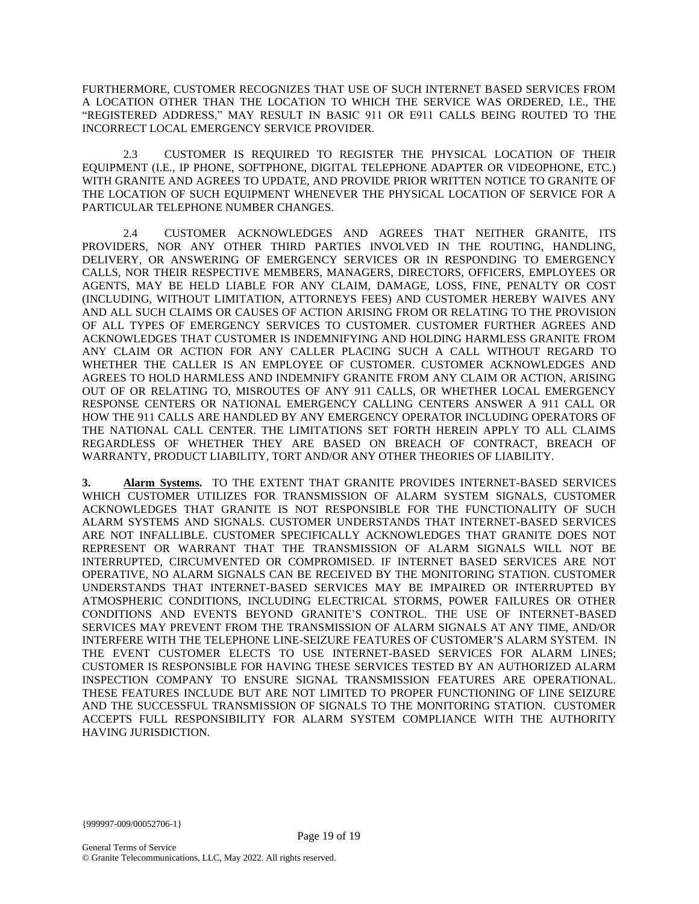FURTHERMORE, CUSTOMER RECOGNIZES THAT USE OF SUCH INTERNET BASED SERVICES FROM A LOCATION OTHER THAN THE LOCATION TO WHICH THE SERVICE WAS ORDERED, I.E., THE "REGISTERED ADDRESS," MAY RESULT IN BASIC 911 OR E911 CALLS BEING ROUTED TO THE INCORRECT LOCAL EMERGENCY SERVICE PROVIDER.

2.3 CUSTOMER IS REQUIRED TO REGISTER THE PHYSICAL LOCATION OF THEIR EQUIPMENT (I.E., IP PHONE, SOFTPHONE, DIGITAL TELEPHONE ADAPTER OR VIDEOPHONE, ETC.) WITH GRANITE AND AGREES TO UPDATE, AND PROVIDE PRIOR WRITTEN NOTICE TO GRANITE OF THE LOCATION OF SUCH EQUIPMENT WHENEVER THE PHYSICAL LOCATION OF SERVICE FOR A PARTICULAR TELEPHONE NUMBER CHANGES.

2.4 CUSTOMER ACKNOWLEDGES AND AGREES THAT NEITHER GRANITE, ITS PROVIDERS, NOR ANY OTHER THIRD PARTIES INVOLVED IN THE ROUTING, HANDLING, DELIVERY, OR ANSWERING OF EMERGENCY SERVICES OR IN RESPONDING TO EMERGENCY CALLS, NOR THEIR RESPECTIVE MEMBERS, MANAGERS, DIRECTORS, OFFICERS, EMPLOYEES OR AGENTS, MAY BE HELD LIABLE FOR ANY CLAIM, DAMAGE, LOSS, FINE, PENALTY OR COST (INCLUDING, WITHOUT LIMITATION, ATTORNEYS FEES) AND CUSTOMER HEREBY WAIVES ANY AND ALL SUCH CLAIMS OR CAUSES OF ACTION ARISING FROM OR RELATING TO THE PROVISION OF ALL TYPES OF EMERGENCY SERVICES TO CUSTOMER. CUSTOMER FURTHER AGREES AND ACKNOWLEDGES THAT CUSTOMER IS INDEMNIFYING AND HOLDING HARMLESS GRANITE FROM ANY CLAIM OR ACTION FOR ANY CALLER PLACING SUCH A CALL WITHOUT REGARD TO WHETHER THE CALLER IS AN EMPLOYEE OF CUSTOMER. CUSTOMER ACKNOWLEDGES AND AGREES TO HOLD HARMLESS AND INDEMNIFY GRANITE FROM ANY CLAIM OR ACTION, ARISING OUT OF OR RELATING TO, MISROUTES OF ANY 911 CALLS, OR WHETHER LOCAL EMERGENCY RESPONSE CENTERS OR NATIONAL EMERGENCY CALLING CENTERS ANSWER A 911 CALL OR HOW THE 911 CALLS ARE HANDLED BY ANY EMERGENCY OPERATOR INCLUDING OPERATORS OF THE NATIONAL CALL CENTER. THE LIMITATIONS SET FORTH HEREIN APPLY TO ALL CLAIMS REGARDLESS OF WHETHER THEY ARE BASED ON BREACH OF CONTRACT, BREACH OF WARRANTY, PRODUCT LIABILITY, TORT AND/OR ANY OTHER THEORIES OF LIABILITY.

**3. Alarm Systems.** TO THE EXTENT THAT GRANITE PROVIDES INTERNET-BASED SERVICES WHICH CUSTOMER UTILIZES FOR TRANSMISSION OF ALARM SYSTEM SIGNALS, CUSTOMER ACKNOWLEDGES THAT GRANITE IS NOT RESPONSIBLE FOR THE FUNCTIONALITY OF SUCH ALARM SYSTEMS AND SIGNALS. CUSTOMER UNDERSTANDS THAT INTERNET-BASED SERVICES ARE NOT INFALLIBLE. CUSTOMER SPECIFICALLY ACKNOWLEDGES THAT GRANITE DOES NOT REPRESENT OR WARRANT THAT THE TRANSMISSION OF ALARM SIGNALS WILL NOT BE INTERRUPTED, CIRCUMVENTED OR COMPROMISED. IF INTERNET BASED SERVICES ARE NOT OPERATIVE, NO ALARM SIGNALS CAN BE RECEIVED BY THE MONITORING STATION. CUSTOMER UNDERSTANDS THAT INTERNET-BASED SERVICES MAY BE IMPAIRED OR INTERRUPTED BY ATMOSPHERIC CONDITIONS, INCLUDING ELECTRICAL STORMS, POWER FAILURES OR OTHER CONDITIONS AND EVENTS BEYOND GRANITE'S CONTROL. THE USE OF INTERNET-BASED SERVICES MAY PREVENT FROM THE TRANSMISSION OF ALARM SIGNALS AT ANY TIME, AND/OR INTERFERE WITH THE TELEPHONE LINE-SEIZURE FEATURES OF CUSTOMER'S ALARM SYSTEM. IN THE EVENT CUSTOMER ELECTS TO USE INTERNET-BASED SERVICES FOR ALARM LINES; CUSTOMER IS RESPONSIBLE FOR HAVING THESE SERVICES TESTED BY AN AUTHORIZED ALARM INSPECTION COMPANY TO ENSURE SIGNAL TRANSMISSION FEATURES ARE OPERATIONAL. THESE FEATURES INCLUDE BUT ARE NOT LIMITED TO PROPER FUNCTIONING OF LINE SEIZURE AND THE SUCCESSFUL TRANSMISSION OF SIGNALS TO THE MONITORING STATION. CUSTOMER ACCEPTS FULL RESPONSIBILITY FOR ALARM SYSTEM COMPLIANCE WITH THE AUTHORITY HAVING JURISDICTION.